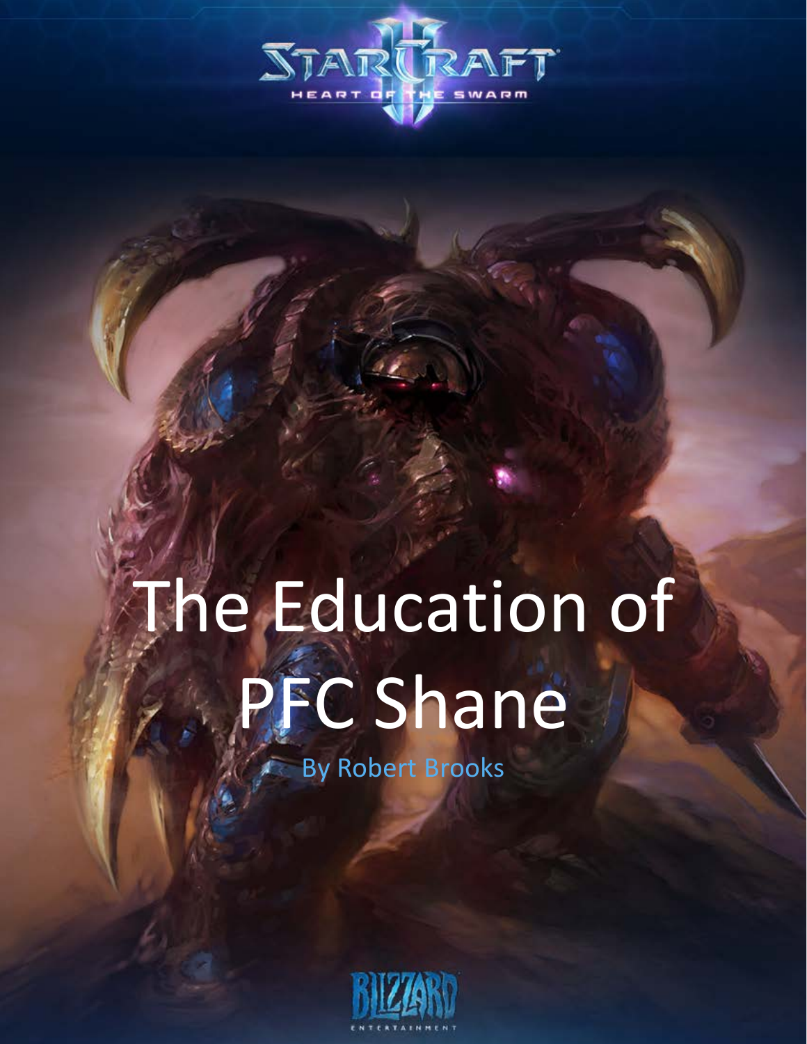# The Education of PFC Shane

By Robert Brooks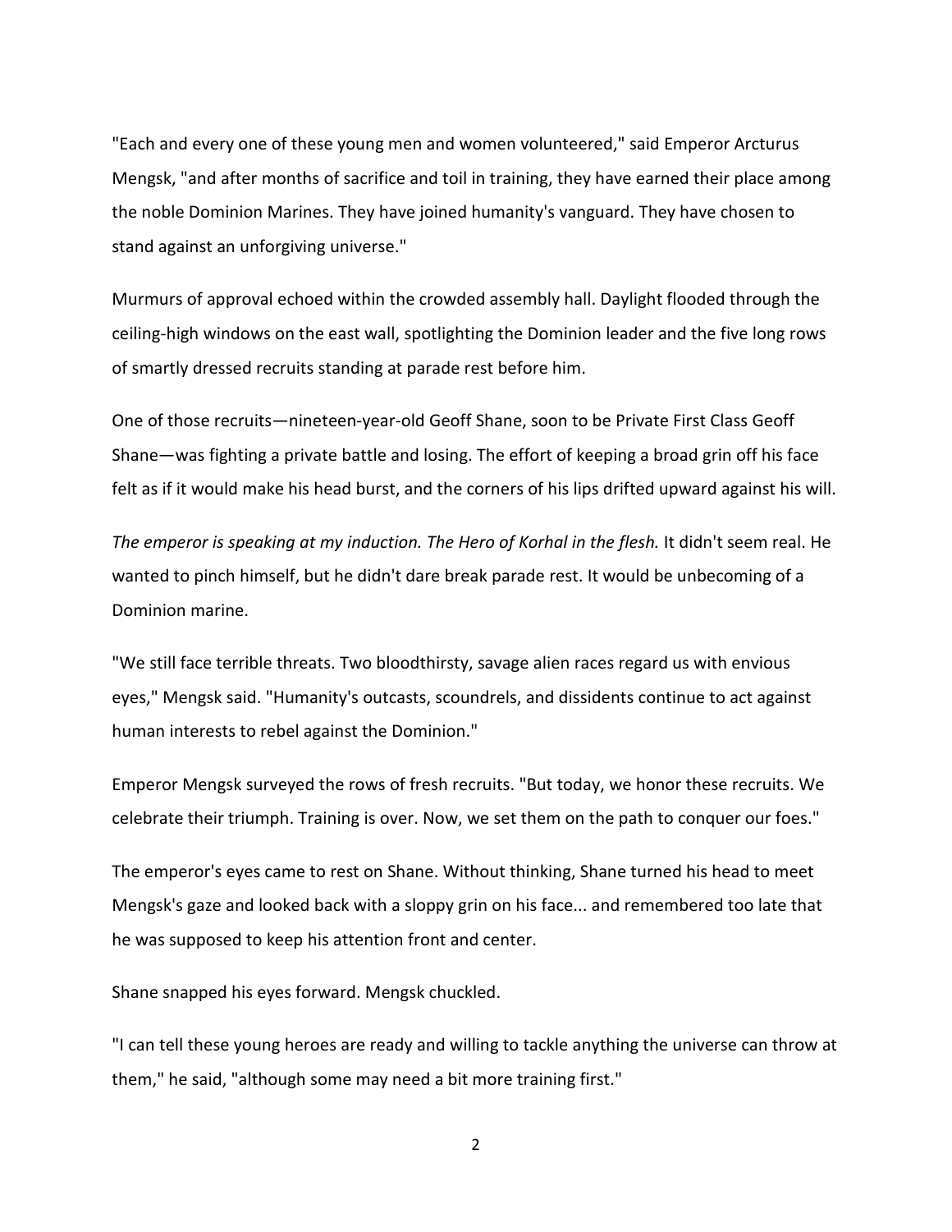"Each and every one of these young men and women volunteered," said Emperor Arcturus Mengsk, "and after months of sacrifice and toil in training, they have earned their place among the noble Dominion Marines. They have joined humanity's vanguard. They have chosen to stand against an unforgiving universe."

Murmurs of approval echoed within the crowded assembly hall. Daylight flooded through the ceiling-high windows on the east wall, spotlighting the Dominion leader and the five long rows of smartly dressed recruits standing at parade rest before him.

One of those recruits—nineteen-year-old Geoff Shane, soon to be Private First Class Geoff Shane—was fighting a private battle and losing. The effort of keeping a broad grin off his face felt as if it would make his head burst, and the corners of his lips drifted upward against his will.

*The emperor is speaking at my induction. The Hero of Korhal in the flesh.* It didn't seem real. He wanted to pinch himself, but he didn't dare break parade rest. It would be unbecoming of a Dominion marine.

"We still face terrible threats. Two bloodthirsty, savage alien races regard us with envious eyes," Mengsk said. "Humanity's outcasts, scoundrels, and dissidents continue to act against human interests to rebel against the Dominion."

Emperor Mengsk surveyed the rows of fresh recruits. "But today, we honor these recruits. We celebrate their triumph. Training is over. Now, we set them on the path to conquer our foes."

The emperor's eyes came to rest on Shane. Without thinking, Shane turned his head to meet Mengsk's gaze and looked back with a sloppy grin on his face... and remembered too late that he was supposed to keep his attention front and center.

Shane snapped his eyes forward. Mengsk chuckled.

"I can tell these young heroes are ready and willing to tackle anything the universe can throw at them," he said, "although some may need a bit more training first."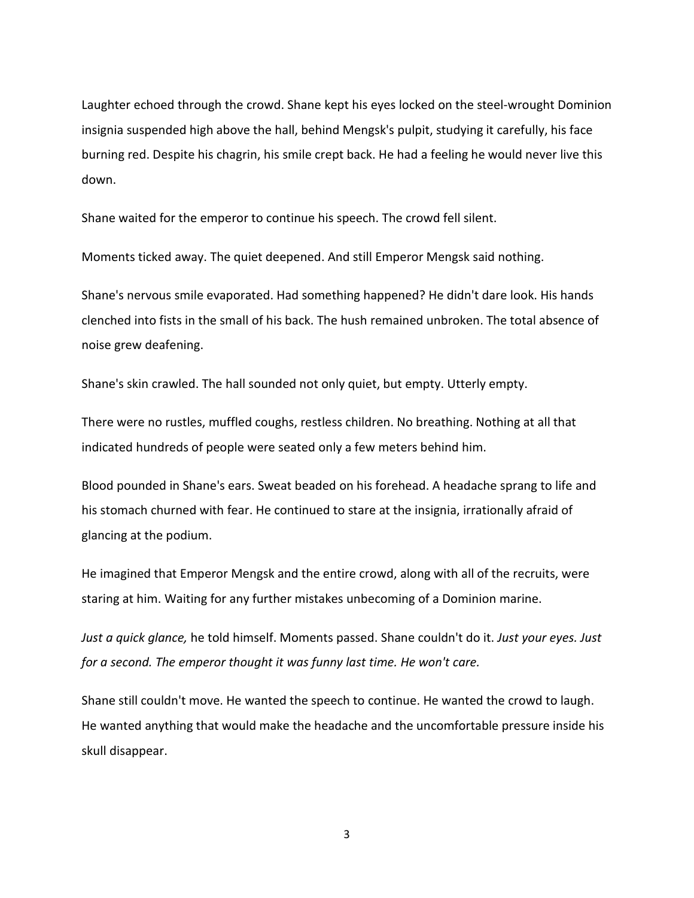Laughter echoed through the crowd. Shane kept his eyes locked on the steel-wrought Dominion insignia suspended high above the hall, behind Mengsk's pulpit, studying it carefully, his face burning red. Despite his chagrin, his smile crept back. He had a feeling he would never live this down.

Shane waited for the emperor to continue his speech. The crowd fell silent.

Moments ticked away. The quiet deepened. And still Emperor Mengsk said nothing.

Shane's nervous smile evaporated. Had something happened? He didn't dare look. His hands clenched into fists in the small of his back. The hush remained unbroken. The total absence of noise grew deafening.

Shane's skin crawled. The hall sounded not only quiet, but empty. Utterly empty.

There were no rustles, muffled coughs, restless children. No breathing. Nothing at all that indicated hundreds of people were seated only a few meters behind him.

Blood pounded in Shane's ears. Sweat beaded on his forehead. A headache sprang to life and his stomach churned with fear. He continued to stare at the insignia, irrationally afraid of glancing at the podium.

He imagined that Emperor Mengsk and the entire crowd, along with all of the recruits, were staring at him. Waiting for any further mistakes unbecoming of a Dominion marine.

*Just a quick glance,* he told himself. Moments passed. Shane couldn't do it. *Just your eyes. Just for a second. The emperor thought it was funny last time. He won't care.*

Shane still couldn't move. He wanted the speech to continue. He wanted the crowd to laugh. He wanted anything that would make the headache and the uncomfortable pressure inside his skull disappear.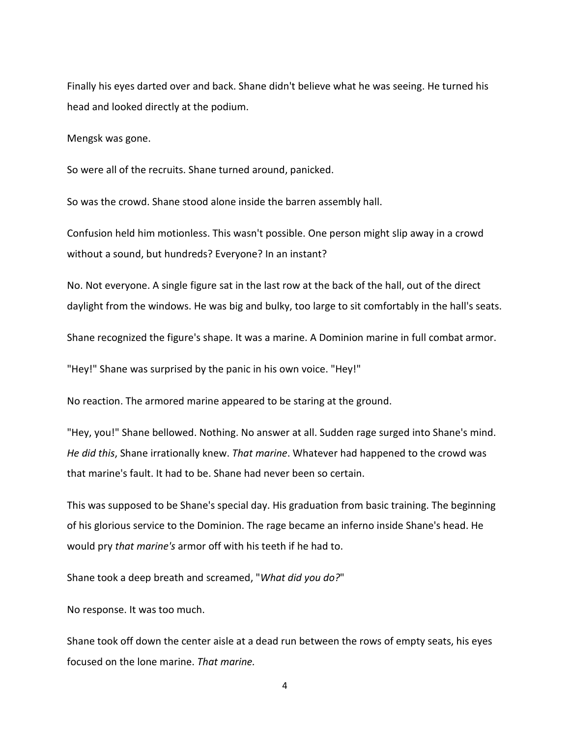Finally his eyes darted over and back. Shane didn't believe what he was seeing. He turned his head and looked directly at the podium.

Mengsk was gone.

So were all of the recruits. Shane turned around, panicked.

So was the crowd. Shane stood alone inside the barren assembly hall.

Confusion held him motionless. This wasn't possible. One person might slip away in a crowd without a sound, but hundreds? Everyone? In an instant?

No. Not everyone. A single figure sat in the last row at the back of the hall, out of the direct daylight from the windows. He was big and bulky, too large to sit comfortably in the hall's seats.

Shane recognized the figure's shape. It was a marine. A Dominion marine in full combat armor.

"Hey!" Shane was surprised by the panic in his own voice. "Hey!"

No reaction. The armored marine appeared to be staring at the ground.

"Hey, you!" Shane bellowed. Nothing. No answer at all. Sudden rage surged into Shane's mind. *He did this*, Shane irrationally knew. *That marine*. Whatever had happened to the crowd was that marine's fault. It had to be. Shane had never been so certain.

This was supposed to be Shane's special day. His graduation from basic training. The beginning of his glorious service to the Dominion. The rage became an inferno inside Shane's head. He would pry *that marine's* armor off with his teeth if he had to.

Shane took a deep breath and screamed, "*What did you do?*"

No response. It was too much.

Shane took off down the center aisle at a dead run between the rows of empty seats, his eyes focused on the lone marine. *That marine.*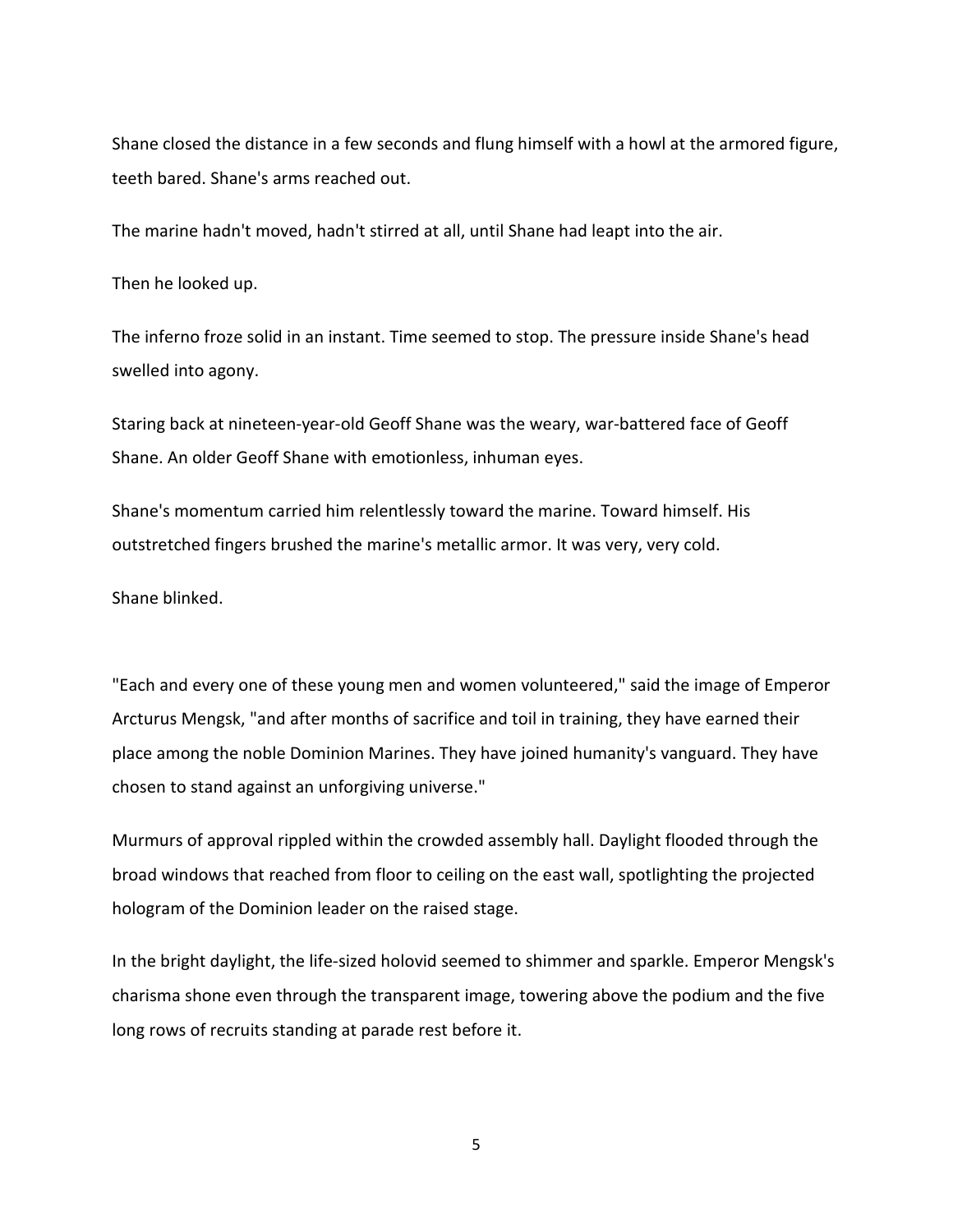Shane closed the distance in a few seconds and flung himself with a howl at the armored figure, teeth bared. Shane's arms reached out.

The marine hadn't moved, hadn't stirred at all, until Shane had leapt into the air.

Then he looked up.

The inferno froze solid in an instant. Time seemed to stop. The pressure inside Shane's head swelled into agony.

Staring back at nineteen-year-old Geoff Shane was the weary, war-battered face of Geoff Shane. An older Geoff Shane with emotionless, inhuman eyes.

Shane's momentum carried him relentlessly toward the marine. Toward himself. His outstretched fingers brushed the marine's metallic armor. It was very, very cold.

Shane blinked.

"Each and every one of these young men and women volunteered," said the image of Emperor Arcturus Mengsk, "and after months of sacrifice and toil in training, they have earned their place among the noble Dominion Marines. They have joined humanity's vanguard. They have chosen to stand against an unforgiving universe."

Murmurs of approval rippled within the crowded assembly hall. Daylight flooded through the broad windows that reached from floor to ceiling on the east wall, spotlighting the projected hologram of the Dominion leader on the raised stage.

In the bright daylight, the life-sized holovid seemed to shimmer and sparkle. Emperor Mengsk's charisma shone even through the transparent image, towering above the podium and the five long rows of recruits standing at parade rest before it.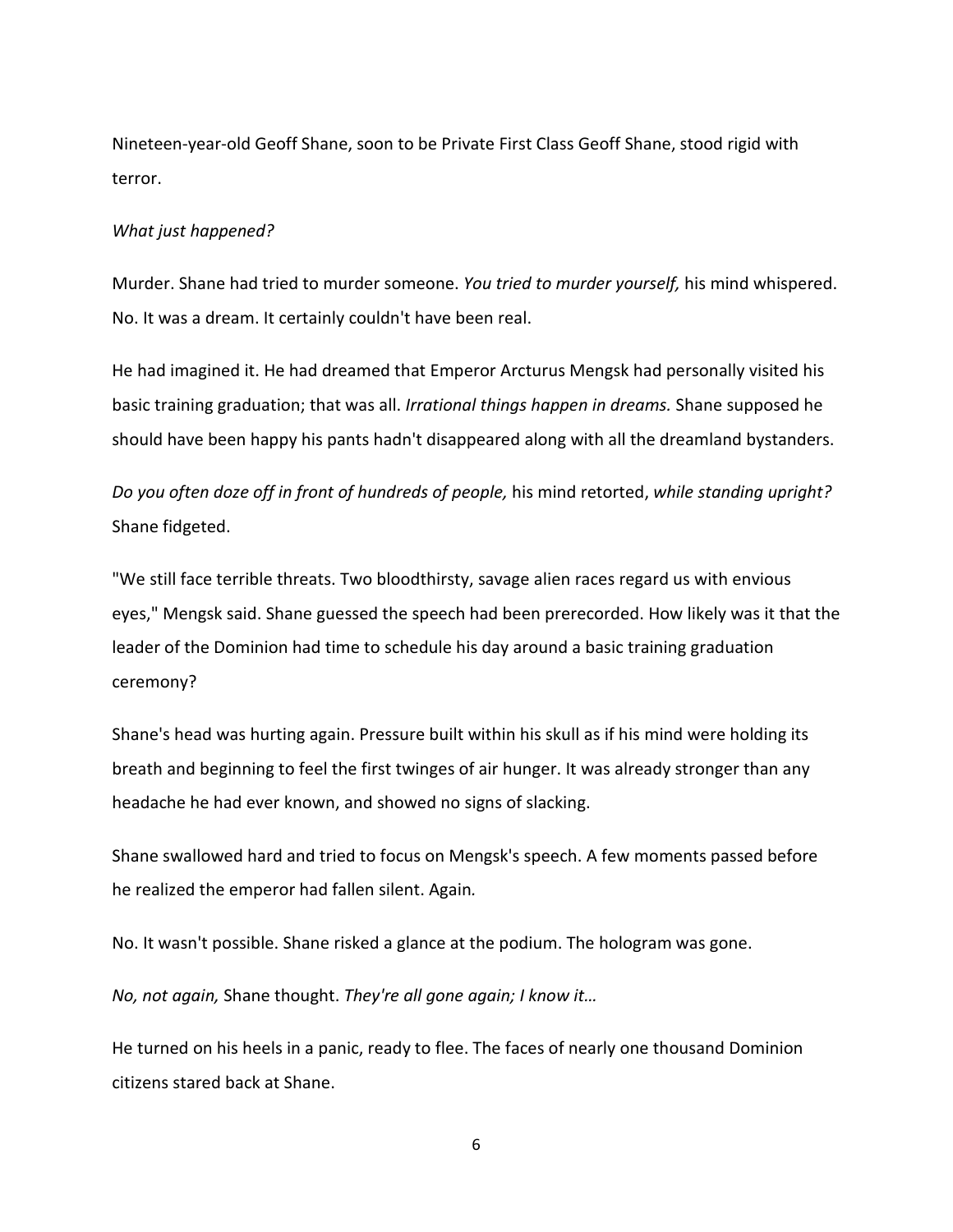Nineteen-year-old Geoff Shane, soon to be Private First Class Geoff Shane, stood rigid with terror.

*What just happened?*

Murder. Shane had tried to murder someone. *You tried to murder yourself,* his mind whispered. No. It was a dream. It certainly couldn't have been real.

He had imagined it. He had dreamed that Emperor Arcturus Mengsk had personally visited his basic training graduation; that was all. *Irrational things happen in dreams.* Shane supposed he should have been happy his pants hadn't disappeared along with all the dreamland bystanders.

*Do you often doze off in front of hundreds of people,* his mind retorted, *while standing upright?* Shane fidgeted.

"We still face terrible threats. Two bloodthirsty, savage alien races regard us with envious eyes," Mengsk said. Shane guessed the speech had been prerecorded. How likely was it that the leader of the Dominion had time to schedule his day around a basic training graduation ceremony?

Shane's head was hurting again. Pressure built within his skull as if his mind were holding its breath and beginning to feel the first twinges of air hunger. It was already stronger than any headache he had ever known, and showed no signs of slacking.

Shane swallowed hard and tried to focus on Mengsk's speech. A few moments passed before he realized the emperor had fallen silent. Again.

No. It wasn't possible. Shane risked a glance at the podium. The hologram was gone.

*No, not again,* Shane thought. *They're all gone again; I know it…*

He turned on his heels in a panic, ready to flee. The faces of nearly one thousand Dominion citizens stared back at Shane.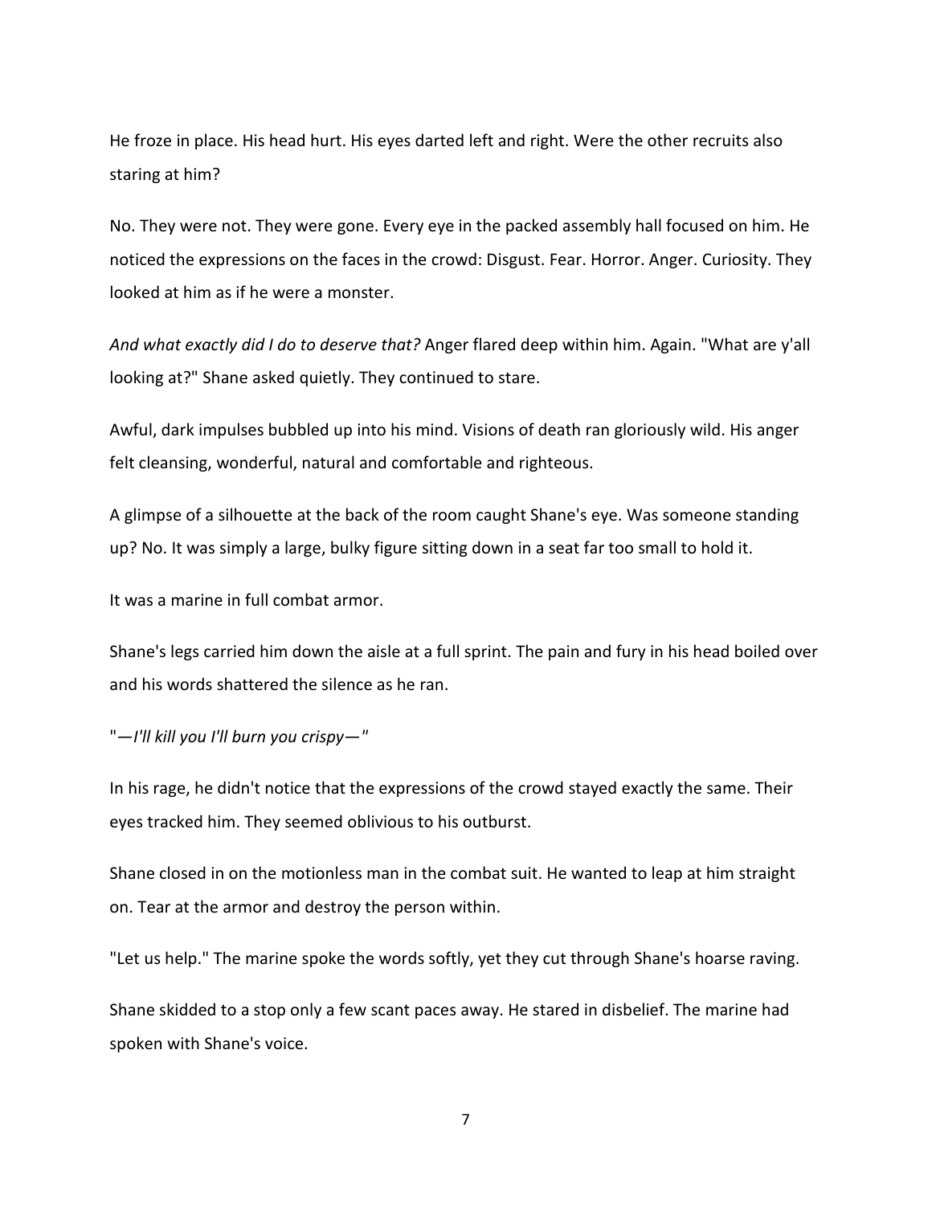He froze in place. His head hurt. His eyes darted left and right. Were the other recruits also staring at him?

No. They were not. They were gone. Every eye in the packed assembly hall focused on him. He noticed the expressions on the faces in the crowd: Disgust. Fear. Horror. Anger. Curiosity. They looked at him as if he were a monster.

*And what exactly did I do to deserve that?* Anger flared deep within him. Again. "What are y'all looking at?" Shane asked quietly. They continued to stare.

Awful, dark impulses bubbled up into his mind. Visions of death ran gloriously wild. His anger felt cleansing, wonderful, natural and comfortable and righteous.

A glimpse of a silhouette at the back of the room caught Shane's eye. Was someone standing up? No. It was simply a large, bulky figure sitting down in a seat far too small to hold it.

It was a marine in full combat armor.

Shane's legs carried him down the aisle at a full sprint. The pain and fury in his head boiled over and his words shattered the silence as he ran.

"*—I'll kill you I'll burn you crispy—*"

In his rage, he didn't notice that the expressions of the crowd stayed exactly the same. Their eyes tracked him. They seemed oblivious to his outburst.

Shane closed in on the motionless man in the combat suit. He wanted to leap at him straight on. Tear at the armor and destroy the person within.

"Let us help." The marine spoke the words softly, yet they cut through Shane's hoarse raving.

Shane skidded to a stop only a few scant paces away. He stared in disbelief. The marine had spoken with Shane's voice.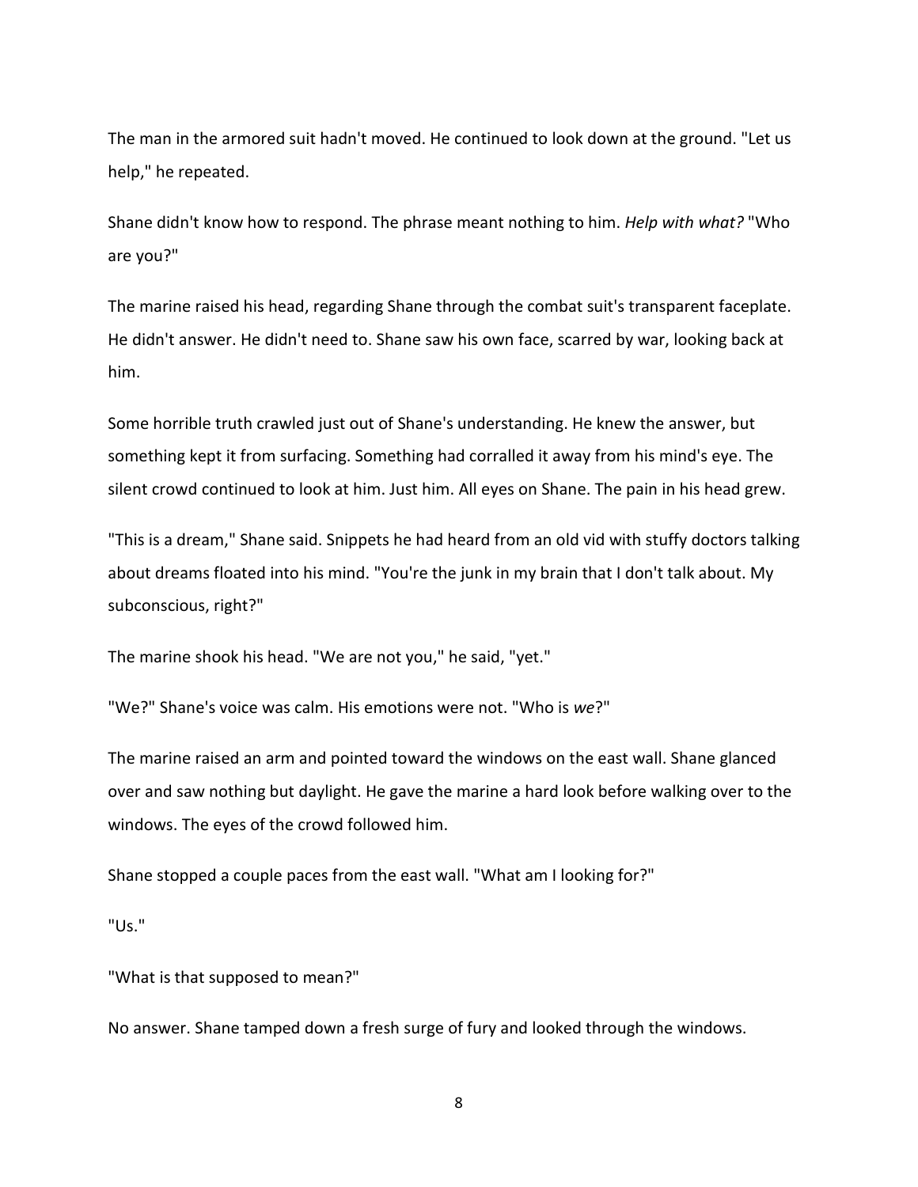The man in the armored suit hadn't moved. He continued to look down at the ground. "Let us help," he repeated.

Shane didn't know how to respond. The phrase meant nothing to him. *Help with what?* "Who are you?"

The marine raised his head, regarding Shane through the combat suit's transparent faceplate. He didn't answer. He didn't need to. Shane saw his own face, scarred by war, looking back at him.

Some horrible truth crawled just out of Shane's understanding. He knew the answer, but something kept it from surfacing. Something had corralled it away from his mind's eye. The silent crowd continued to look at him. Just him. All eyes on Shane. The pain in his head grew.

"This is a dream," Shane said. Snippets he had heard from an old vid with stuffy doctors talking about dreams floated into his mind. "You're the junk in my brain that I don't talk about. My subconscious, right?"

The marine shook his head. "We are not you," he said, "yet."

"We?" Shane's voice was calm. His emotions were not. "Who is *we*?"

The marine raised an arm and pointed toward the windows on the east wall. Shane glanced over and saw nothing but daylight. He gave the marine a hard look before walking over to the windows. The eyes of the crowd followed him.

Shane stopped a couple paces from the east wall. "What am I looking for?"

"Us."

"What is that supposed to mean?"

No answer. Shane tamped down a fresh surge of fury and looked through the windows.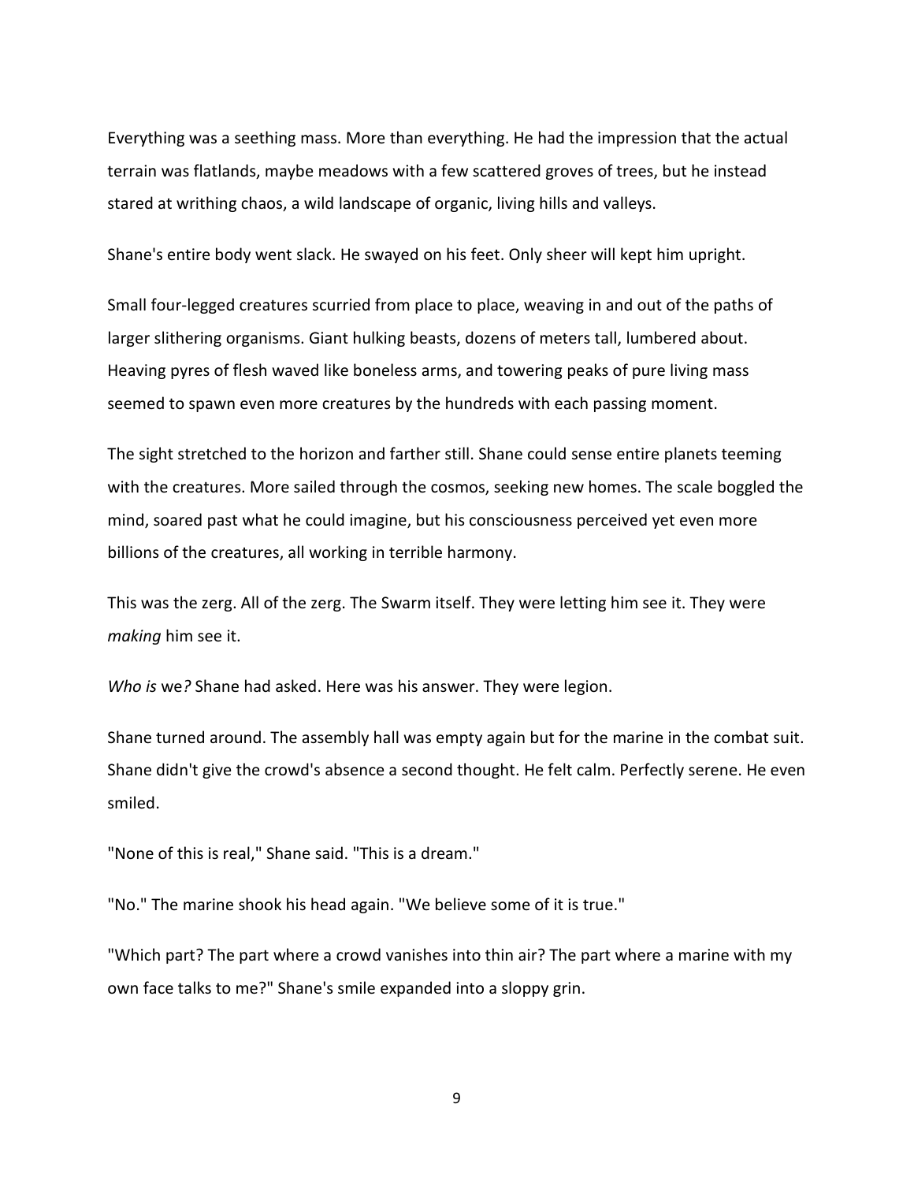Everything was a seething mass. More than everything. He had the impression that the actual terrain was flatlands, maybe meadows with a few scattered groves of trees, but he instead stared at writhing chaos, a wild landscape of organic, living hills and valleys.

Shane's entire body went slack. He swayed on his feet. Only sheer will kept him upright.

Small four-legged creatures scurried from place to place, weaving in and out of the paths of larger slithering organisms. Giant hulking beasts, dozens of meters tall, lumbered about. Heaving pyres of flesh waved like boneless arms, and towering peaks of pure living mass seemed to spawn even more creatures by the hundreds with each passing moment.

The sight stretched to the horizon and farther still. Shane could sense entire planets teeming with the creatures. More sailed through the cosmos, seeking new homes. The scale boggled the mind, soared past what he could imagine, but his consciousness perceived yet even more billions of the creatures, all working in terrible harmony.

This was the zerg. All of the zerg. The Swarm itself. They were letting him see it. They were *making* him see it.

*Who is* we*?* Shane had asked. Here was his answer. They were legion.

Shane turned around. The assembly hall was empty again but for the marine in the combat suit. Shane didn't give the crowd's absence a second thought. He felt calm. Perfectly serene. He even smiled.

"None of this is real," Shane said. "This is a dream."

"No." The marine shook his head again. "We believe some of it is true."

"Which part? The part where a crowd vanishes into thin air? The part where a marine with my own face talks to me?" Shane's smile expanded into a sloppy grin.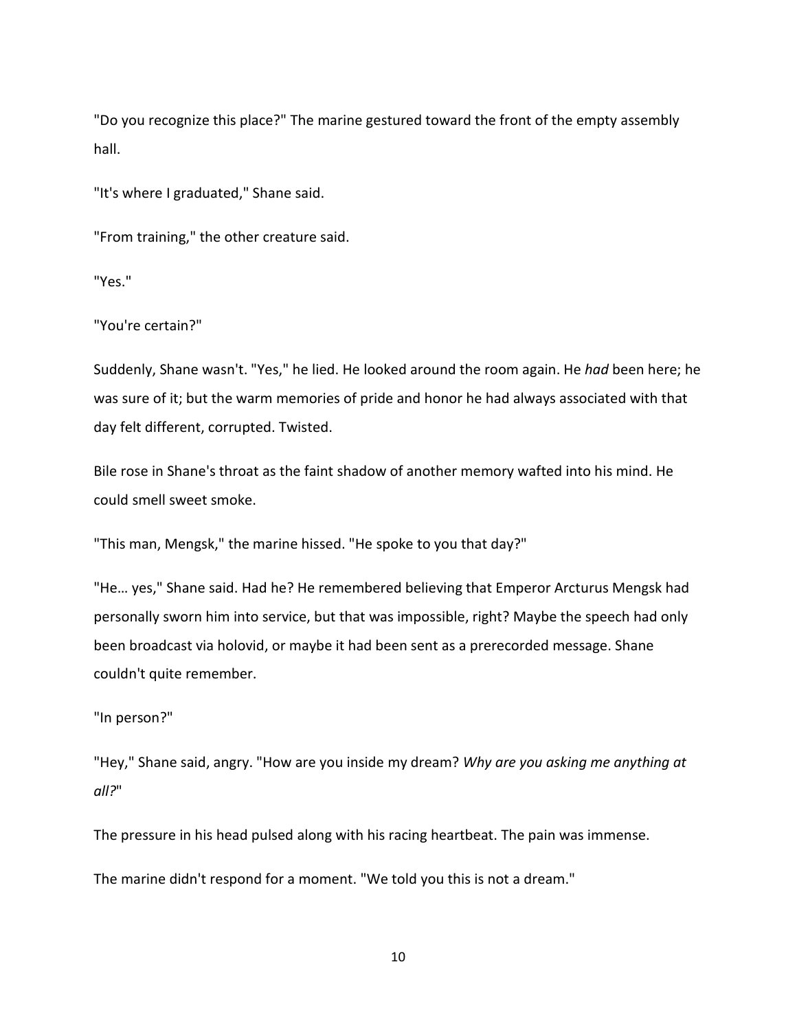"Do you recognize this place?" The marine gestured toward the front of the empty assembly hall.

"It's where I graduated," Shane said.

"From training," the other creature said.

"Yes."

"You're certain?"

Suddenly, Shane wasn't. "Yes," he lied. He looked around the room again. He *had* been here; he was sure of it; but the warm memories of pride and honor he had always associated with that day felt different, corrupted. Twisted.

Bile rose in Shane's throat as the faint shadow of another memory wafted into his mind. He could smell sweet smoke.

"This man, Mengsk," the marine hissed. "He spoke to you that day?"

"He… yes," Shane said. Had he? He remembered believing that Emperor Arcturus Mengsk had personally sworn him into service, but that was impossible, right? Maybe the speech had only been broadcast via holovid, or maybe it had been sent as a prerecorded message. Shane couldn't quite remember.

"In person?"

"Hey," Shane said, angry. "How are you inside my dream? *Why are you asking me anything at all?*"

The pressure in his head pulsed along with his racing heartbeat. The pain was immense.

The marine didn't respond for a moment. "We told you this is not a dream."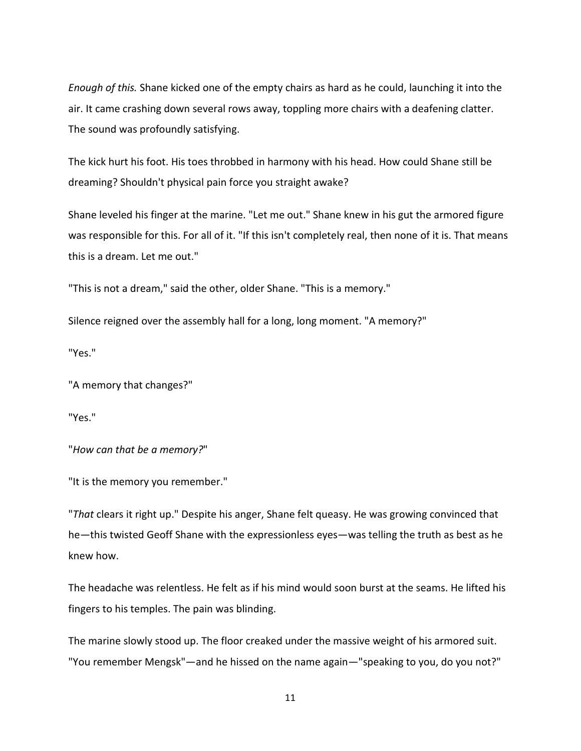*Enough of this.* Shane kicked one of the empty chairs as hard as he could, launching it into the air. It came crashing down several rows away, toppling more chairs with a deafening clatter. The sound was profoundly satisfying.

The kick hurt his foot. His toes throbbed in harmony with his head. How could Shane still be dreaming? Shouldn't physical pain force you straight awake?

Shane leveled his finger at the marine. "Let me out." Shane knew in his gut the armored figure was responsible for this. For all of it. "If this isn't completely real, then none of it is. That means this is a dream. Let me out."

"This is not a dream," said the other, older Shane. "This is a memory."

Silence reigned over the assembly hall for a long, long moment. "A memory?"

"Yes."

"A memory that changes?"

"Yes."

"*How can that be a memory?*"

"It is the memory you remember."

"*That* clears it right up." Despite his anger, Shane felt queasy. He was growing convinced that he—this twisted Geoff Shane with the expressionless eyes—was telling the truth as best as he knew how.

The headache was relentless. He felt as if his mind would soon burst at the seams. He lifted his fingers to his temples. The pain was blinding.

The marine slowly stood up. The floor creaked under the massive weight of his armored suit. "You remember Mengsk"—and he hissed on the name again—"speaking to you, do you not?"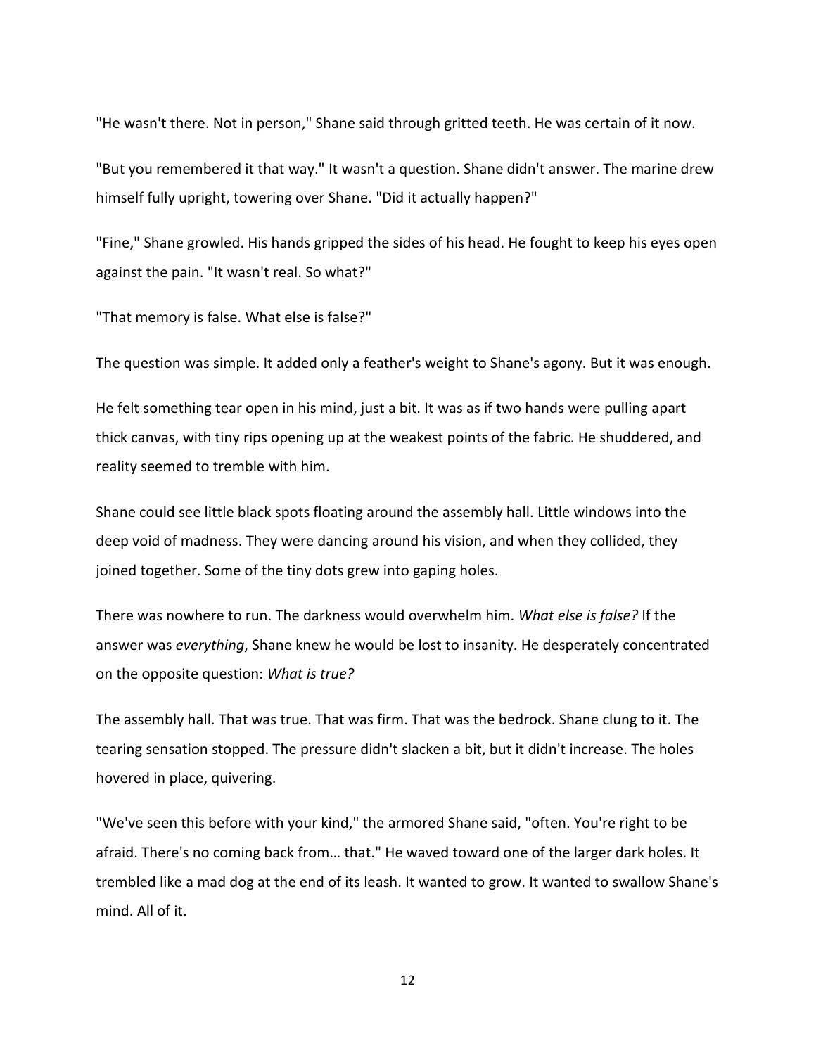"He wasn't there. Not in person," Shane said through gritted teeth. He was certain of it now.

"But you remembered it that way." It wasn't a question. Shane didn't answer. The marine drew himself fully upright, towering over Shane. "Did it actually happen?"

"Fine," Shane growled. His hands gripped the sides of his head. He fought to keep his eyes open against the pain. "It wasn't real. So what?"

"That memory is false. What else is false?"

The question was simple. It added only a feather's weight to Shane's agony. But it was enough.

He felt something tear open in his mind, just a bit. It was as if two hands were pulling apart thick canvas, with tiny rips opening up at the weakest points of the fabric. He shuddered, and reality seemed to tremble with him.

Shane could see little black spots floating around the assembly hall. Little windows into the deep void of madness. They were dancing around his vision, and when they collided, they joined together. Some of the tiny dots grew into gaping holes.

There was nowhere to run. The darkness would overwhelm him. *What else is false?* If the answer was *everything*, Shane knew he would be lost to insanity. He desperately concentrated on the opposite question: *What is true?*

The assembly hall. That was true. That was firm. That was the bedrock. Shane clung to it. The tearing sensation stopped. The pressure didn't slacken a bit, but it didn't increase. The holes hovered in place, quivering.

"We've seen this before with your kind," the armored Shane said, "often. You're right to be afraid. There's no coming back from… that." He waved toward one of the larger dark holes. It trembled like a mad dog at the end of its leash. It wanted to grow. It wanted to swallow Shane's mind. All of it.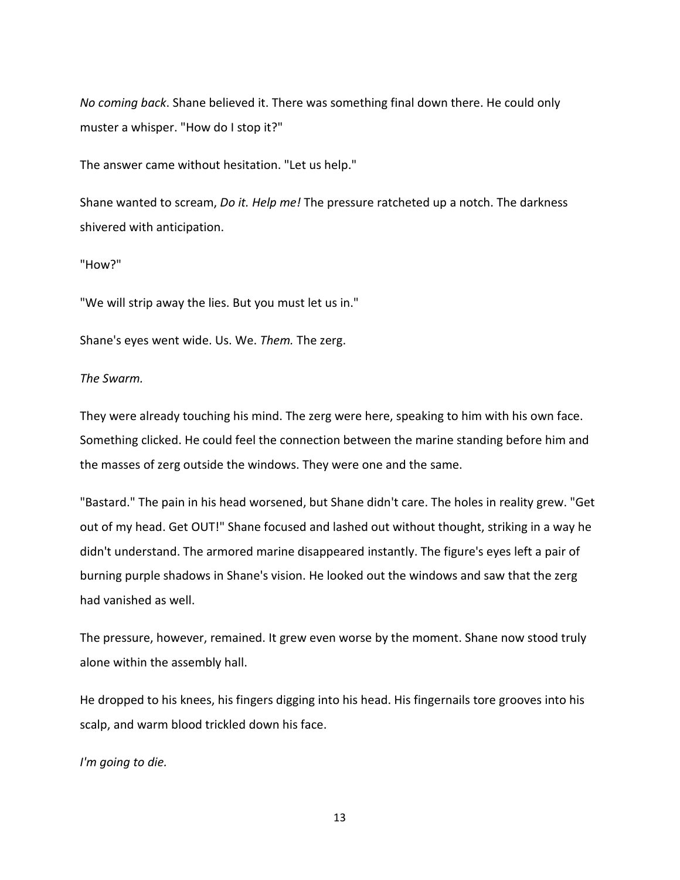*No coming back*. Shane believed it. There was something final down there. He could only muster a whisper. "How do I stop it?"

The answer came without hesitation. "Let us help."

Shane wanted to scream, *Do it. Help me!* The pressure ratcheted up a notch. The darkness shivered with anticipation.

"How?"

"We will strip away the lies. But you must let us in."

Shane's eyes went wide. Us. We. *Them.* The zerg.

*The Swarm.*

They were already touching his mind. The zerg were here, speaking to him with his own face. Something clicked. He could feel the connection between the marine standing before him and the masses of zerg outside the windows. They were one and the same.

"Bastard." The pain in his head worsened, but Shane didn't care. The holes in reality grew. "Get out of my head. Get OUT!" Shane focused and lashed out without thought, striking in a way he didn't understand. The armored marine disappeared instantly. The figure's eyes left a pair of burning purple shadows in Shane's vision. He looked out the windows and saw that the zerg had vanished as well.

The pressure, however, remained. It grew even worse by the moment. Shane now stood truly alone within the assembly hall.

He dropped to his knees, his fingers digging into his head. His fingernails tore grooves into his scalp, and warm blood trickled down his face.

*I'm going to die.*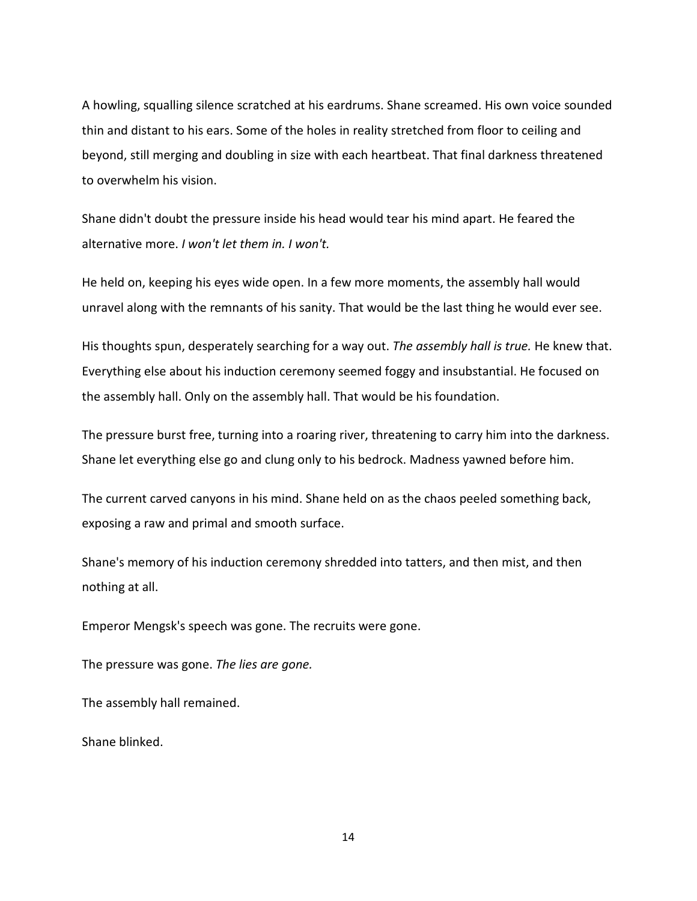A howling, squalling silence scratched at his eardrums. Shane screamed. His own voice sounded thin and distant to his ears. Some of the holes in reality stretched from floor to ceiling and beyond, still merging and doubling in size with each heartbeat. That final darkness threatened to overwhelm his vision.

Shane didn't doubt the pressure inside his head would tear his mind apart. He feared the alternative more. *I won't let them in. I won't.*

He held on, keeping his eyes wide open. In a few more moments, the assembly hall would unravel along with the remnants of his sanity. That would be the last thing he would ever see.

His thoughts spun, desperately searching for a way out. *The assembly hall is true.* He knew that. Everything else about his induction ceremony seemed foggy and insubstantial. He focused on the assembly hall. Only on the assembly hall. That would be his foundation.

The pressure burst free, turning into a roaring river, threatening to carry him into the darkness. Shane let everything else go and clung only to his bedrock. Madness yawned before him.

The current carved canyons in his mind. Shane held on as the chaos peeled something back, exposing a raw and primal and smooth surface.

Shane's memory of his induction ceremony shredded into tatters, and then mist, and then nothing at all.

Emperor Mengsk's speech was gone. The recruits were gone.

The pressure was gone. *The lies are gone.*

The assembly hall remained.

Shane blinked.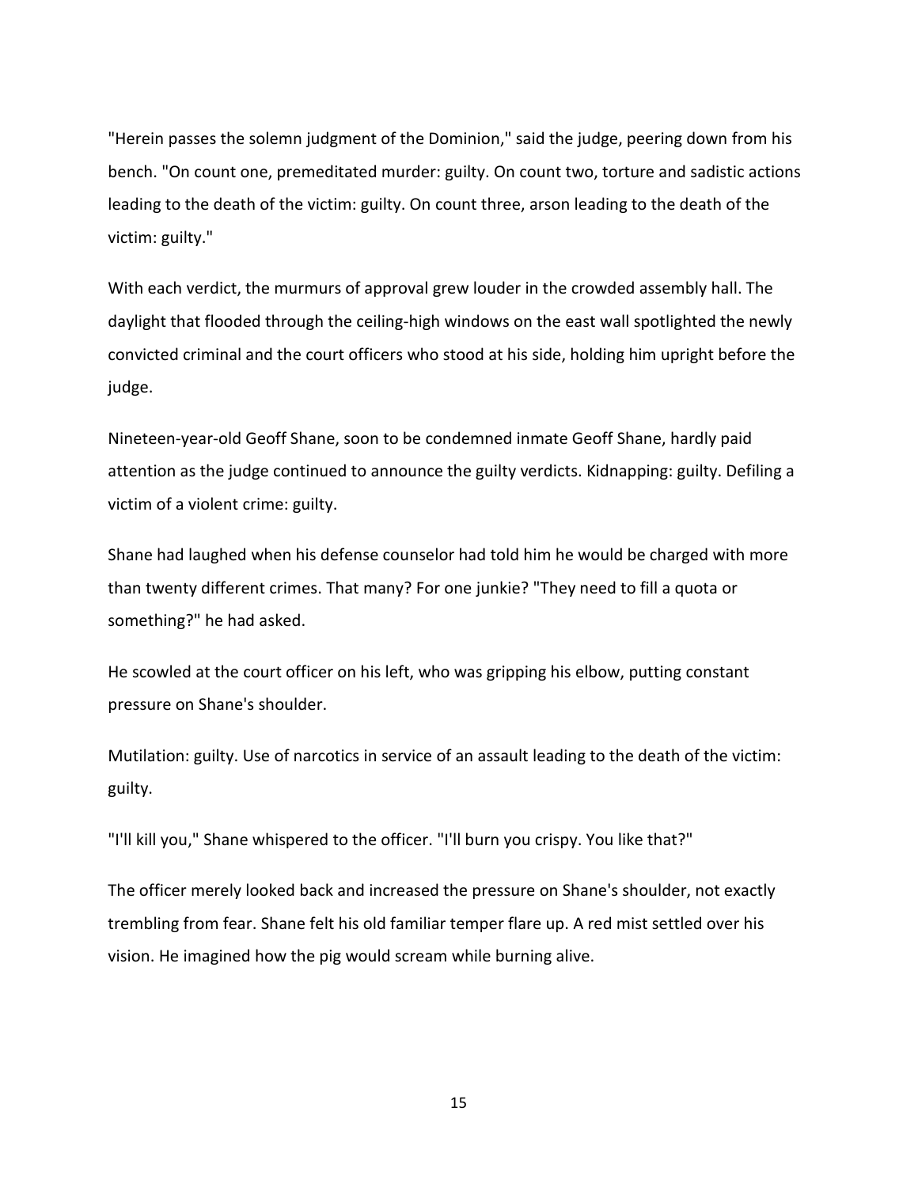"Herein passes the solemn judgment of the Dominion," said the judge, peering down from his bench. "On count one, premeditated murder: guilty. On count two, torture and sadistic actions leading to the death of the victim: guilty. On count three, arson leading to the death of the victim: guilty."

With each verdict, the murmurs of approval grew louder in the crowded assembly hall. The daylight that flooded through the ceiling-high windows on the east wall spotlighted the newly convicted criminal and the court officers who stood at his side, holding him upright before the judge.

Nineteen-year-old Geoff Shane, soon to be condemned inmate Geoff Shane, hardly paid attention as the judge continued to announce the guilty verdicts. Kidnapping: guilty. Defiling a victim of a violent crime: guilty.

Shane had laughed when his defense counselor had told him he would be charged with more than twenty different crimes. That many? For one junkie? "They need to fill a quota or something?" he had asked.

He scowled at the court officer on his left, who was gripping his elbow, putting constant pressure on Shane's shoulder.

Mutilation: guilty. Use of narcotics in service of an assault leading to the death of the victim: guilty.

"I'll kill you," Shane whispered to the officer. "I'll burn you crispy. You like that?"

The officer merely looked back and increased the pressure on Shane's shoulder, not exactly trembling from fear. Shane felt his old familiar temper flare up. A red mist settled over his vision. He imagined how the pig would scream while burning alive.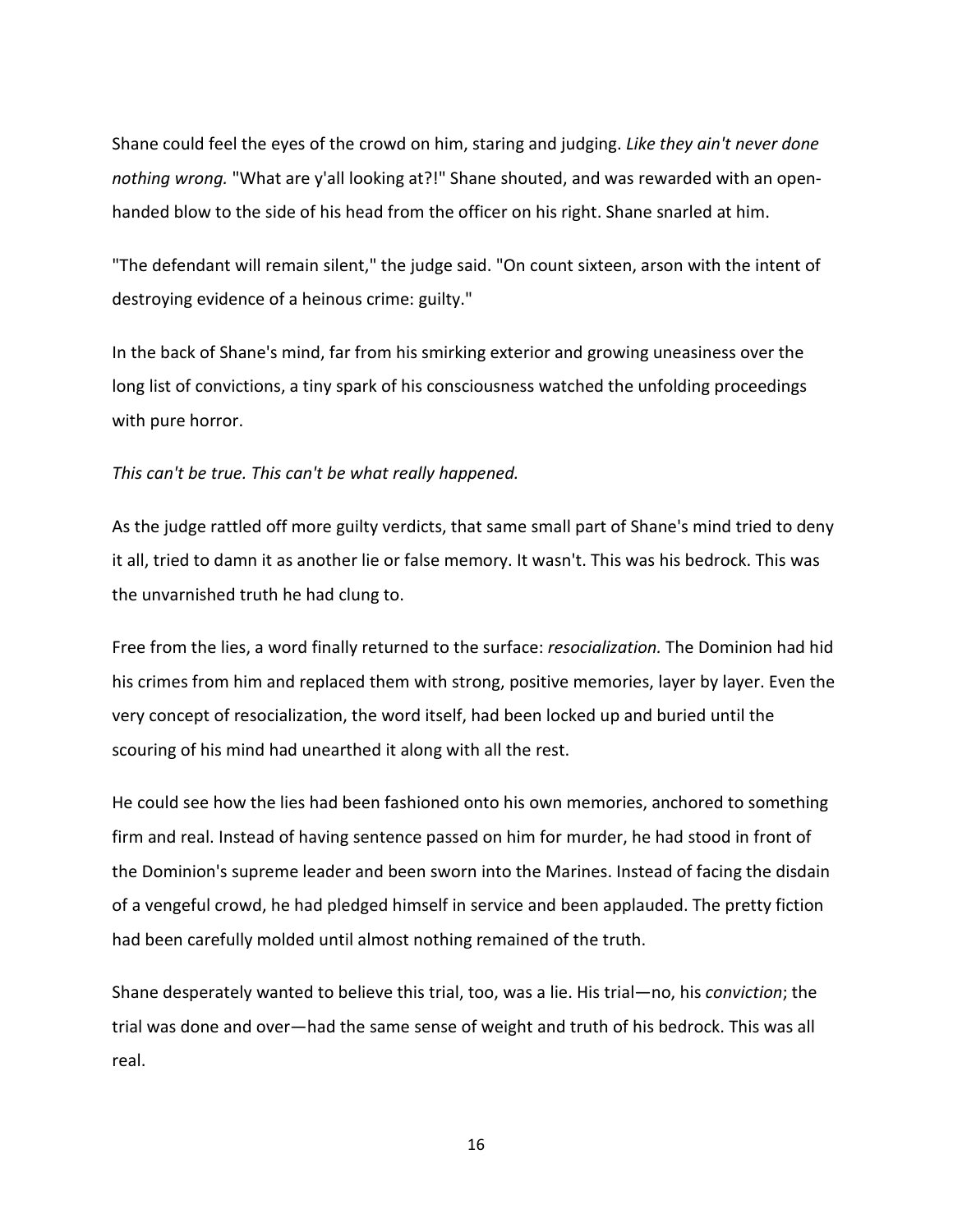Shane could feel the eyes of the crowd on him, staring and judging. *Like they ain't never done nothing wrong.* "What are y'all looking at?!" Shane shouted, and was rewarded with an open-handed blow to the side of his head from the officer on his right. Shane snarled at him.

"The defendant will remain silent," the judge said. "On count sixteen, arson with the intent of destroying evidence of a heinous crime: guilty."

In the back of Shane's mind, far from his smirking exterior and growing uneasiness over the long list of convictions, a tiny spark of his consciousness watched the unfolding proceedings with pure horror.

*This can't be true. This can't be what really happened.*

As the judge rattled off more guilty verdicts, that same small part of Shane's mind tried to deny it all, tried to damn it as another lie or false memory. It wasn't. This was his bedrock. This was the unvarnished truth he had clung to.

Free from the lies, a word finally returned to the surface: *resocialization.* The Dominion had hid his crimes from him and replaced them with strong, positive memories, layer by layer. Even the very concept of resocialization, the word itself, had been locked up and buried until the scouring of his mind had unearthed it along with all the rest.

He could see how the lies had been fashioned onto his own memories, anchored to something firm and real. Instead of having sentence passed on him for murder, he had stood in front of the Dominion's supreme leader and been sworn into the Marines. Instead of facing the disdain of a vengeful crowd, he had pledged himself in service and been applauded. The pretty fiction had been carefully molded until almost nothing remained of the truth.

Shane desperately wanted to believe this trial, too, was a lie. His trial—no, his *conviction*; the trial was done and over—had the same sense of weight and truth of his bedrock. This was all real.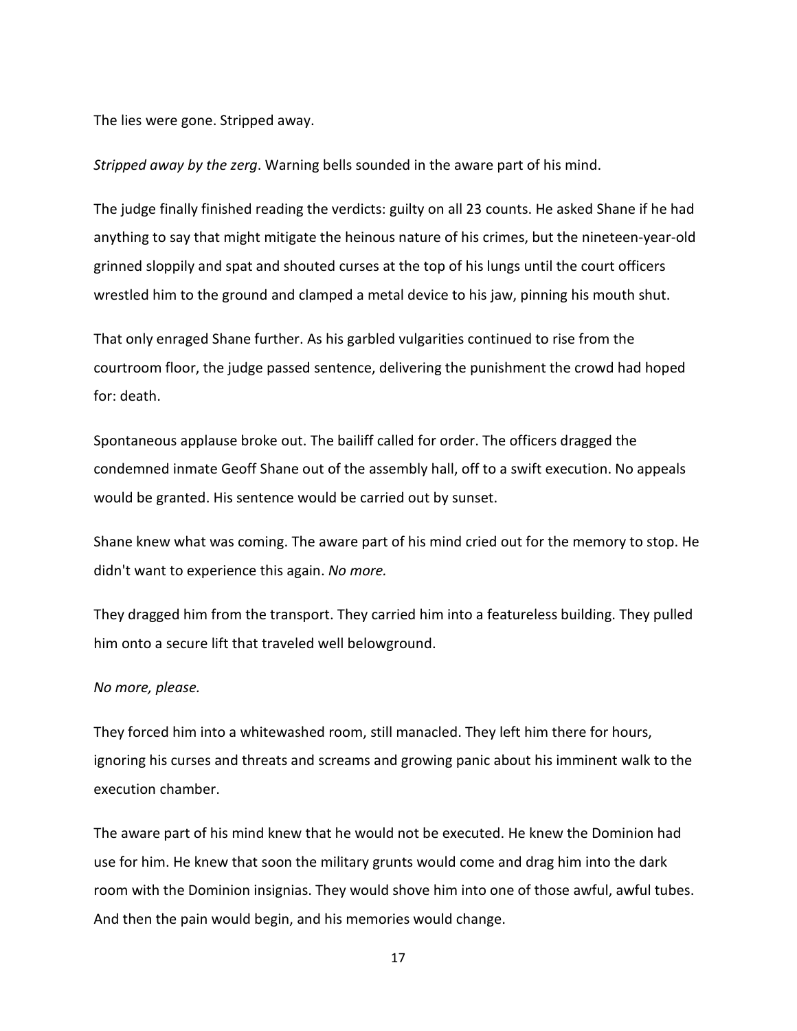The lies were gone. Stripped away.

*Stripped away by the zerg*. Warning bells sounded in the aware part of his mind.

The judge finally finished reading the verdicts: guilty on all 23 counts. He asked Shane if he had anything to say that might mitigate the heinous nature of his crimes, but the nineteen-year-old grinned sloppily and spat and shouted curses at the top of his lungs until the court officers wrestled him to the ground and clamped a metal device to his jaw, pinning his mouth shut.

That only enraged Shane further. As his garbled vulgarities continued to rise from the courtroom floor, the judge passed sentence, delivering the punishment the crowd had hoped for: death.

Spontaneous applause broke out. The bailiff called for order. The officers dragged the condemned inmate Geoff Shane out of the assembly hall, off to a swift execution. No appeals would be granted. His sentence would be carried out by sunset.

Shane knew what was coming. The aware part of his mind cried out for the memory to stop. He didn't want to experience this again. *No more.*

They dragged him from the transport. They carried him into a featureless building. They pulled him onto a secure lift that traveled well belowground.

*No more, please.*

They forced him into a whitewashed room, still manacled. They left him there for hours, ignoring his curses and threats and screams and growing panic about his imminent walk to the execution chamber.

The aware part of his mind knew that he would not be executed. He knew the Dominion had use for him. He knew that soon the military grunts would come and drag him into the dark room with the Dominion insignias. They would shove him into one of those awful, awful tubes. And then the pain would begin, and his memories would change.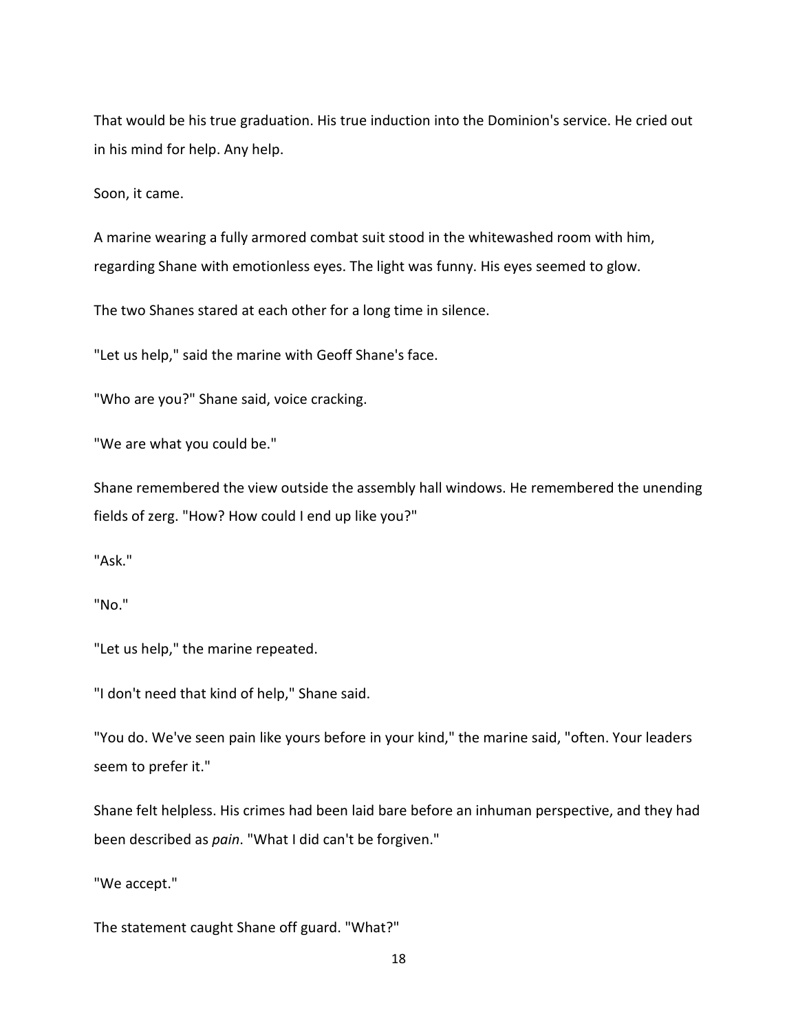That would be his true graduation. His true induction into the Dominion's service. He cried out in his mind for help. Any help.

Soon, it came.

A marine wearing a fully armored combat suit stood in the whitewashed room with him, regarding Shane with emotionless eyes. The light was funny. His eyes seemed to glow.

The two Shanes stared at each other for a long time in silence.

"Let us help," said the marine with Geoff Shane's face.

"Who are you?" Shane said, voice cracking.

"We are what you could be."

Shane remembered the view outside the assembly hall windows. He remembered the unending fields of zerg. "How? How could I end up like you?"

"Ask."

"No."

"Let us help," the marine repeated.

"I don't need that kind of help," Shane said.

"You do. We've seen pain like yours before in your kind," the marine said, "often. Your leaders seem to prefer it."

Shane felt helpless. His crimes had been laid bare before an inhuman perspective, and they had been described as *pain*. "What I did can't be forgiven."

"We accept."

The statement caught Shane off guard. "What?"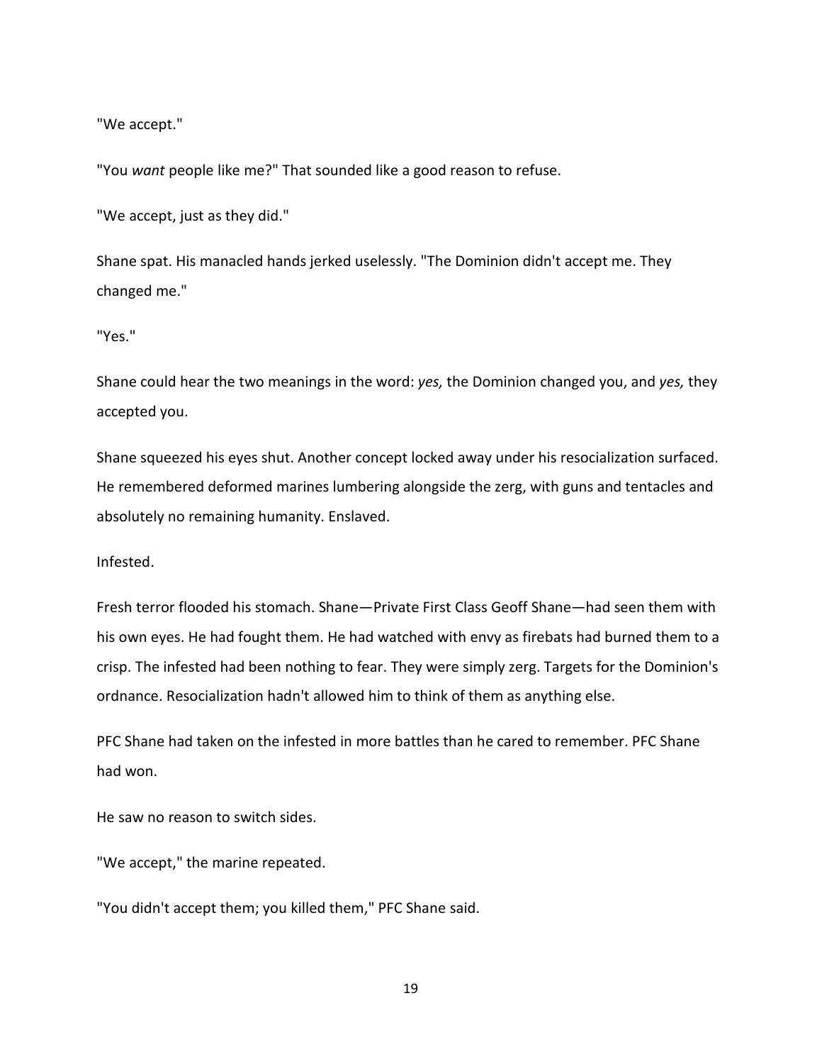"We accept."

"You *want* people like me?" That sounded like a good reason to refuse.

"We accept, just as they did."

Shane spat. His manacled hands jerked uselessly. "The Dominion didn't accept me. They changed me."

"Yes."

Shane could hear the two meanings in the word: *yes,* the Dominion changed you, and *yes,* they accepted you.

Shane squeezed his eyes shut. Another concept locked away under his resocialization surfaced. He remembered deformed marines lumbering alongside the zerg, with guns and tentacles and absolutely no remaining humanity. Enslaved.

Infested.

Fresh terror flooded his stomach. Shane—Private First Class Geoff Shane—had seen them with his own eyes. He had fought them. He had watched with envy as firebats had burned them to a crisp. The infested had been nothing to fear. They were simply zerg. Targets for the Dominion's ordnance. Resocialization hadn't allowed him to think of them as anything else.

PFC Shane had taken on the infested in more battles than he cared to remember. PFC Shane had won.

He saw no reason to switch sides.

"We accept," the marine repeated.

"You didn't accept them; you killed them," PFC Shane said.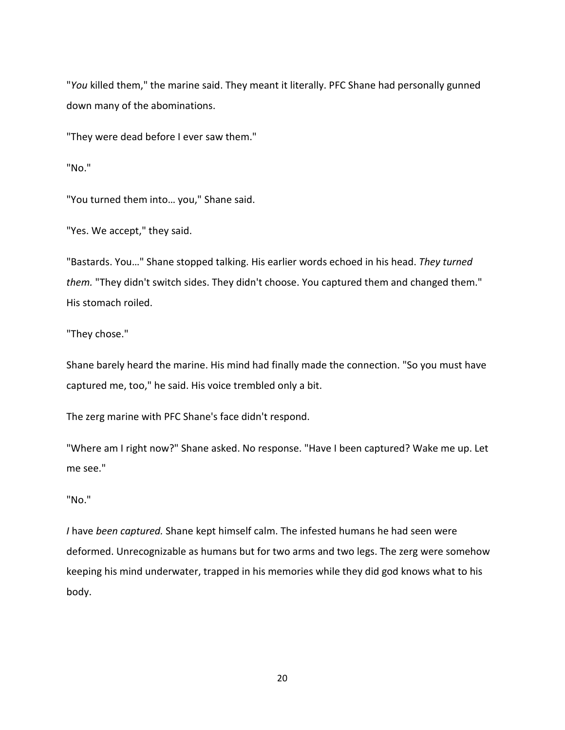"*You* killed them," the marine said. They meant it literally. PFC Shane had personally gunned down many of the abominations.

"They were dead before I ever saw them."

"No."

"You turned them into… you," Shane said.

"Yes. We accept," they said.

"Bastards. You…" Shane stopped talking. His earlier words echoed in his head. *They turned them.* "They didn't switch sides. They didn't choose. You captured them and changed them." His stomach roiled.

"They chose."

Shane barely heard the marine. His mind had finally made the connection. "So you must have captured me, too," he said. His voice trembled only a bit.

The zerg marine with PFC Shane's face didn't respond.

"Where am I right now?" Shane asked. No response. "Have I been captured? Wake me up. Let me see."

"No."

*I* have *been captured.* Shane kept himself calm. The infested humans he had seen were deformed. Unrecognizable as humans but for two arms and two legs. The zerg were somehow keeping his mind underwater, trapped in his memories while they did god knows what to his body.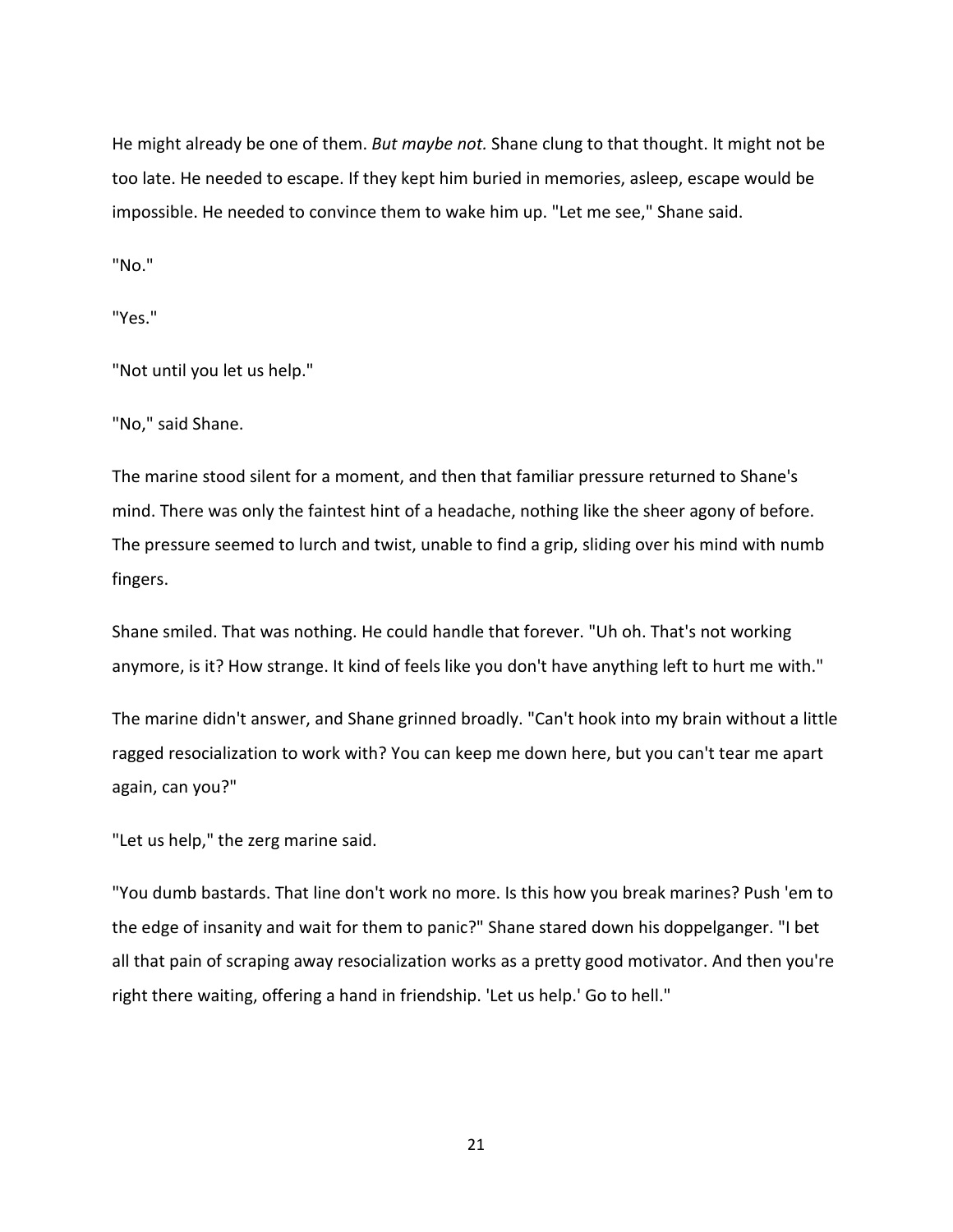He might already be one of them. *But maybe not.* Shane clung to that thought. It might not be too late. He needed to escape. If they kept him buried in memories, asleep, escape would be impossible. He needed to convince them to wake him up. "Let me see," Shane said.

"No."

"Yes."

"Not until you let us help."

"No," said Shane.

The marine stood silent for a moment, and then that familiar pressure returned to Shane's mind. There was only the faintest hint of a headache, nothing like the sheer agony of before. The pressure seemed to lurch and twist, unable to find a grip, sliding over his mind with numb fingers.

Shane smiled. That was nothing. He could handle that forever. "Uh oh. That's not working anymore, is it? How strange. It kind of feels like you don't have anything left to hurt me with."

The marine didn't answer, and Shane grinned broadly. "Can't hook into my brain without a little ragged resocialization to work with? You can keep me down here, but you can't tear me apart again, can you?"

"Let us help," the zerg marine said.

"You dumb bastards. That line don't work no more. Is this how you break marines? Push 'em to the edge of insanity and wait for them to panic?" Shane stared down his doppelganger. "I bet all that pain of scraping away resocialization works as a pretty good motivator. And then you're right there waiting, offering a hand in friendship. 'Let us help.' Go to hell."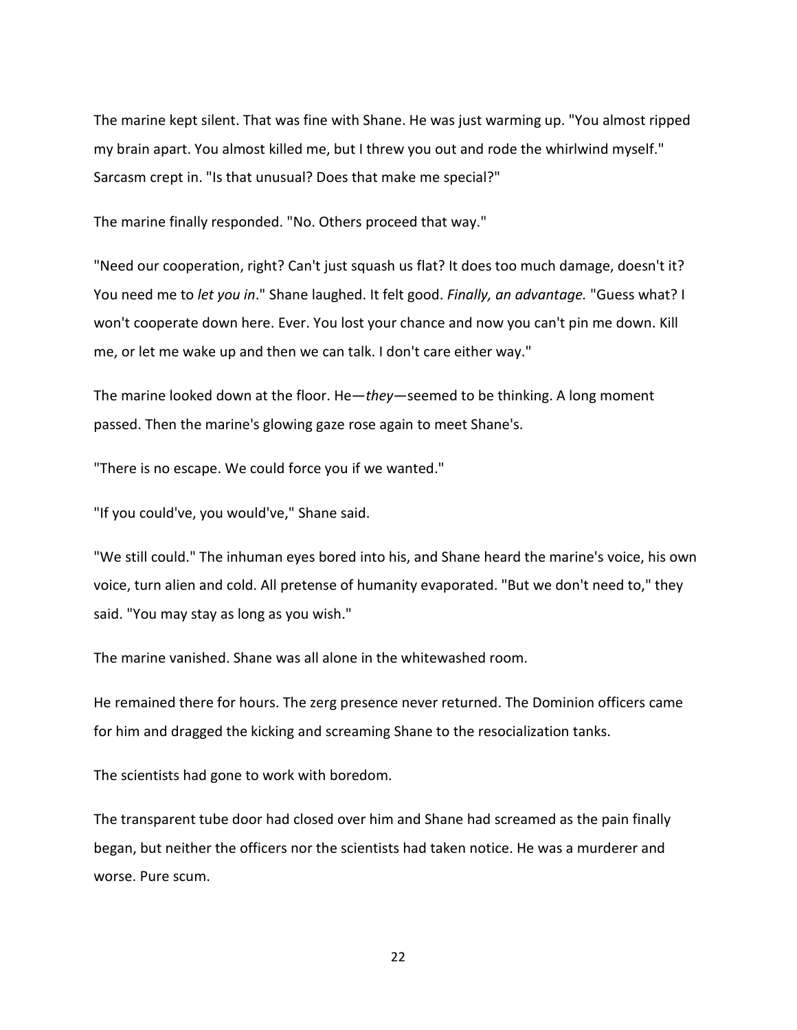The marine kept silent. That was fine with Shane. He was just warming up. "You almost ripped my brain apart. You almost killed me, but I threw you out and rode the whirlwind myself." Sarcasm crept in. "Is that unusual? Does that make me special?"

The marine finally responded. "No. Others proceed that way."

"Need our cooperation, right? Can't just squash us flat? It does too much damage, doesn't it? You need me to *let you in*." Shane laughed. It felt good. *Finally, an advantage.* "Guess what? I won't cooperate down here. Ever. You lost your chance and now you can't pin me down. Kill me, or let me wake up and then we can talk. I don't care either way."

The marine looked down at the floor. He—*they*—seemed to be thinking. A long moment passed. Then the marine's glowing gaze rose again to meet Shane's.

"There is no escape. We could force you if we wanted."

"If you could've, you would've," Shane said.

"We still could." The inhuman eyes bored into his, and Shane heard the marine's voice, his own voice, turn alien and cold. All pretense of humanity evaporated. "But we don't need to," they said. "You may stay as long as you wish."

The marine vanished. Shane was all alone in the whitewashed room.

He remained there for hours. The zerg presence never returned. The Dominion officers came for him and dragged the kicking and screaming Shane to the resocialization tanks.

The scientists had gone to work with boredom.

The transparent tube door had closed over him and Shane had screamed as the pain finally began, but neither the officers nor the scientists had taken notice. He was a murderer and worse. Pure scum.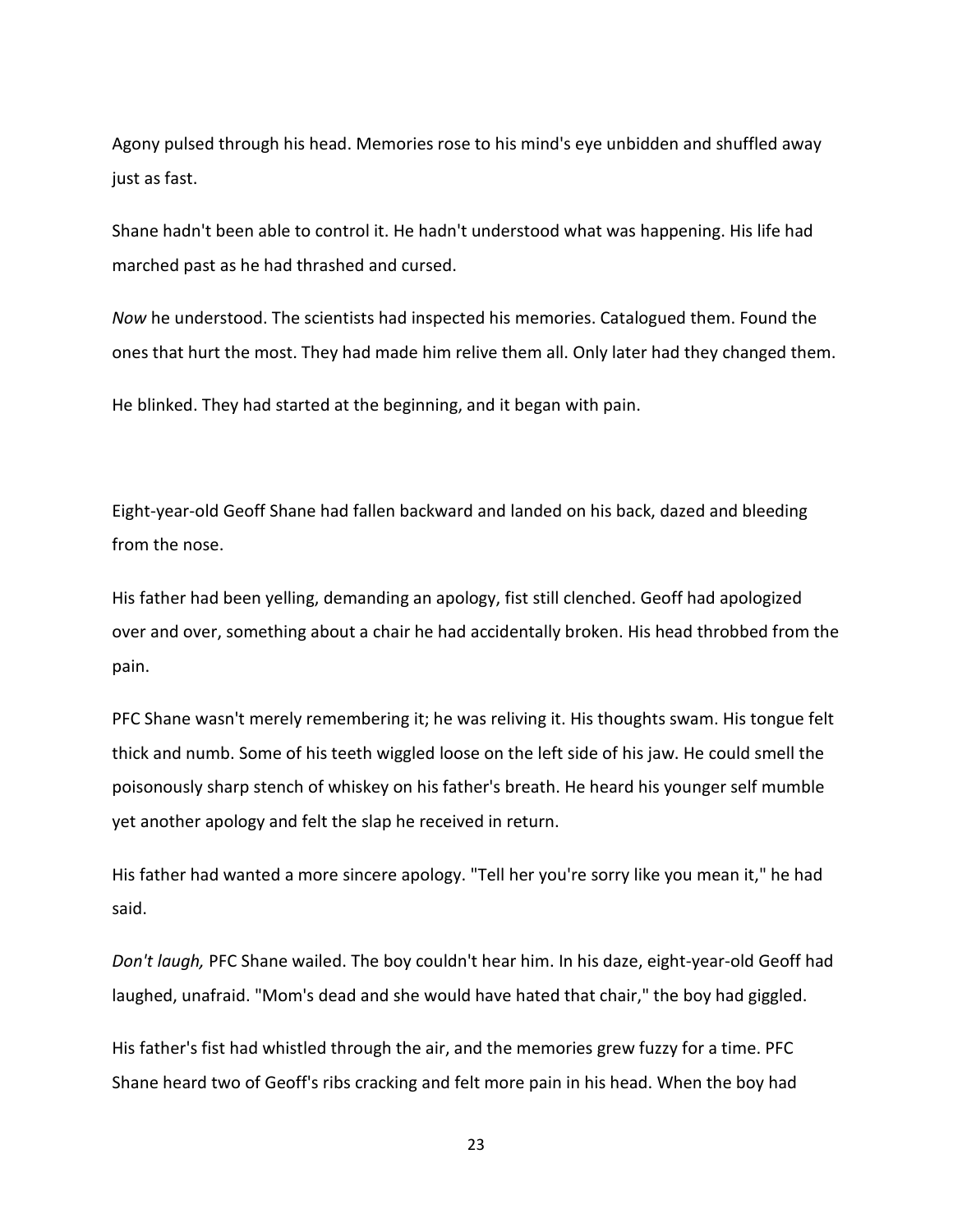Agony pulsed through his head. Memories rose to his mind's eye unbidden and shuffled away just as fast.

Shane hadn't been able to control it. He hadn't understood what was happening. His life had marched past as he had thrashed and cursed.

*Now* he understood. The scientists had inspected his memories. Catalogued them. Found the ones that hurt the most. They had made him relive them all. Only later had they changed them.

He blinked. They had started at the beginning, and it began with pain.

Eight-year-old Geoff Shane had fallen backward and landed on his back, dazed and bleeding from the nose.

His father had been yelling, demanding an apology, fist still clenched. Geoff had apologized over and over, something about a chair he had accidentally broken. His head throbbed from the pain.

PFC Shane wasn't merely remembering it; he was reliving it. His thoughts swam. His tongue felt thick and numb. Some of his teeth wiggled loose on the left side of his jaw. He could smell the poisonously sharp stench of whiskey on his father's breath. He heard his younger self mumble yet another apology and felt the slap he received in return.

His father had wanted a more sincere apology. "Tell her you're sorry like you mean it," he had said.

*Don't laugh,* PFC Shane wailed. The boy couldn't hear him. In his daze, eight-year-old Geoff had laughed, unafraid. "Mom's dead and she would have hated that chair," the boy had giggled.

His father's fist had whistled through the air, and the memories grew fuzzy for a time. PFC Shane heard two of Geoff's ribs cracking and felt more pain in his head. When the boy had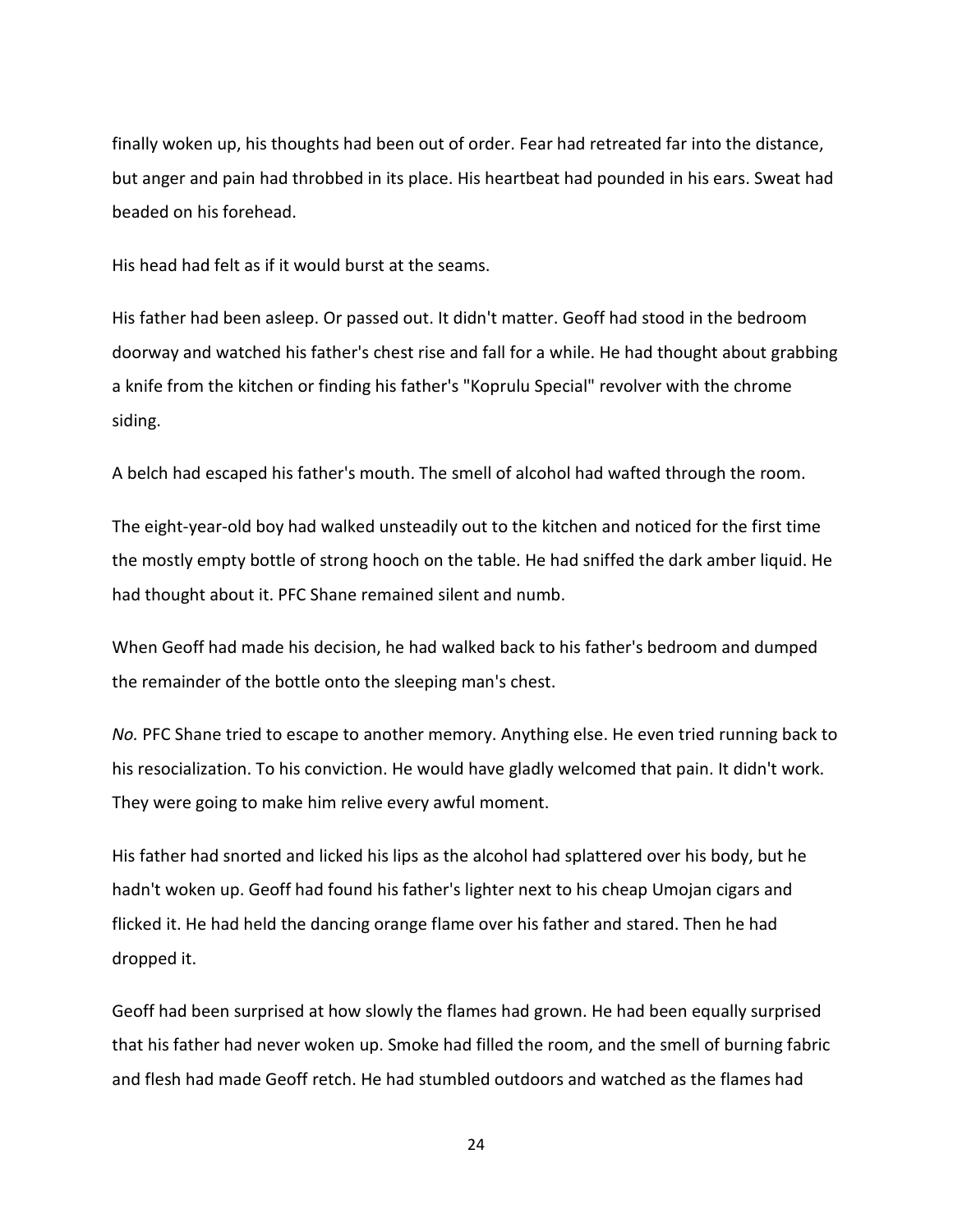finally woken up, his thoughts had been out of order. Fear had retreated far into the distance, but anger and pain had throbbed in its place. His heartbeat had pounded in his ears. Sweat had beaded on his forehead.

His head had felt as if it would burst at the seams.

His father had been asleep. Or passed out. It didn't matter. Geoff had stood in the bedroom doorway and watched his father's chest rise and fall for a while. He had thought about grabbing a knife from the kitchen or finding his father's "Koprulu Special" revolver with the chrome siding.

A belch had escaped his father's mouth. The smell of alcohol had wafted through the room.

The eight-year-old boy had walked unsteadily out to the kitchen and noticed for the first time the mostly empty bottle of strong hooch on the table. He had sniffed the dark amber liquid. He had thought about it. PFC Shane remained silent and numb.

When Geoff had made his decision, he had walked back to his father's bedroom and dumped the remainder of the bottle onto the sleeping man's chest.

*No.* PFC Shane tried to escape to another memory. Anything else. He even tried running back to his resocialization. To his conviction. He would have gladly welcomed that pain. It didn't work. They were going to make him relive every awful moment.

His father had snorted and licked his lips as the alcohol had splattered over his body, but he hadn't woken up. Geoff had found his father's lighter next to his cheap Umojan cigars and flicked it. He had held the dancing orange flame over his father and stared. Then he had dropped it.

Geoff had been surprised at how slowly the flames had grown. He had been equally surprised that his father had never woken up. Smoke had filled the room, and the smell of burning fabric and flesh had made Geoff retch. He had stumbled outdoors and watched as the flames had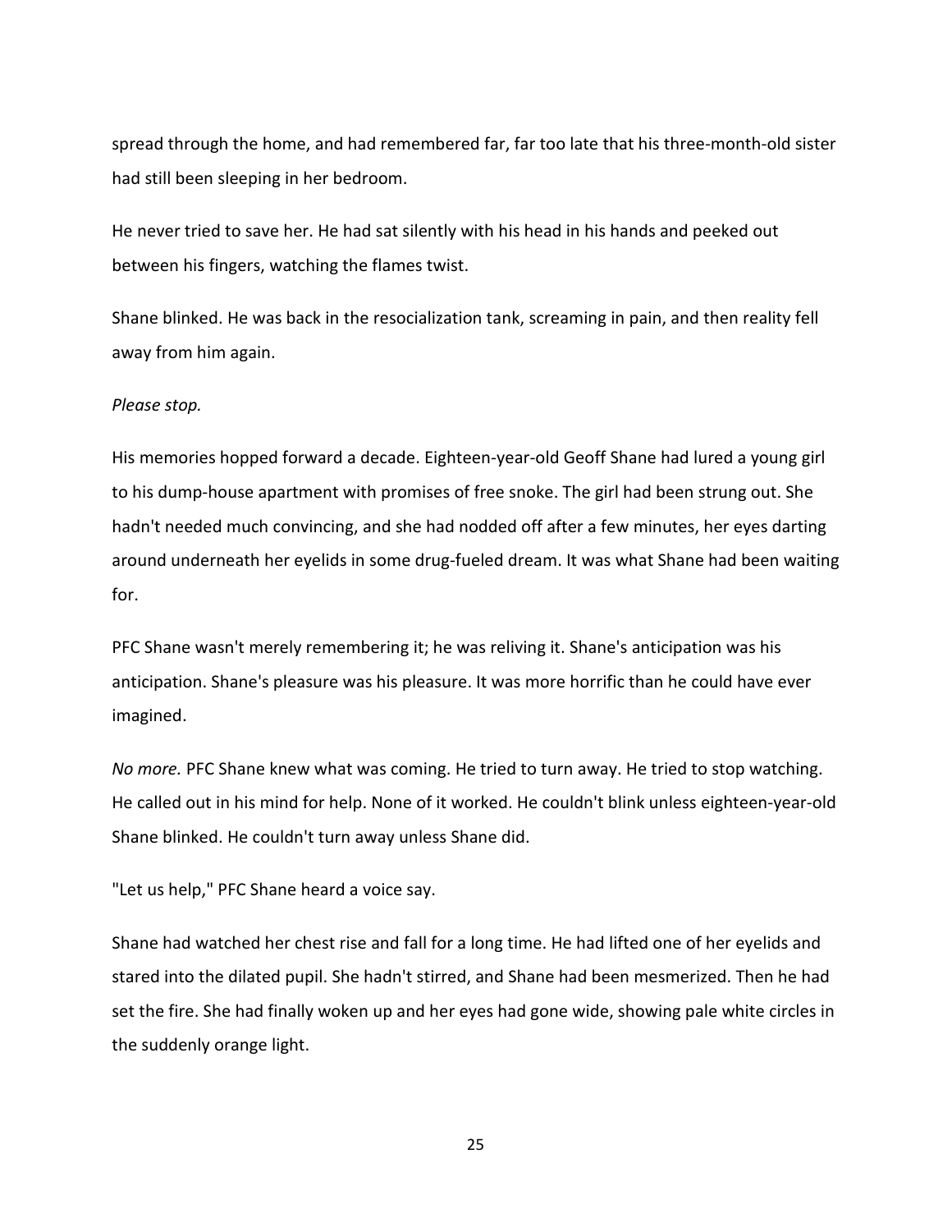spread through the home, and had remembered far, far too late that his three-month-old sister had still been sleeping in her bedroom.

He never tried to save her. He had sat silently with his head in his hands and peeked out between his fingers, watching the flames twist.

Shane blinked. He was back in the resocialization tank, screaming in pain, and then reality fell away from him again.

*Please stop.*

His memories hopped forward a decade. Eighteen-year-old Geoff Shane had lured a young girl to his dump-house apartment with promises of free snoke. The girl had been strung out. She hadn't needed much convincing, and she had nodded off after a few minutes, her eyes darting around underneath her eyelids in some drug-fueled dream. It was what Shane had been waiting for.

PFC Shane wasn't merely remembering it; he was reliving it. Shane's anticipation was his anticipation. Shane's pleasure was his pleasure. It was more horrific than he could have ever imagined.

*No more.* PFC Shane knew what was coming. He tried to turn away. He tried to stop watching. He called out in his mind for help. None of it worked. He couldn't blink unless eighteen-year-old Shane blinked. He couldn't turn away unless Shane did.

"Let us help," PFC Shane heard a voice say.

Shane had watched her chest rise and fall for a long time. He had lifted one of her eyelids and stared into the dilated pupil. She hadn't stirred, and Shane had been mesmerized. Then he had set the fire. She had finally woken up and her eyes had gone wide, showing pale white circles in the suddenly orange light.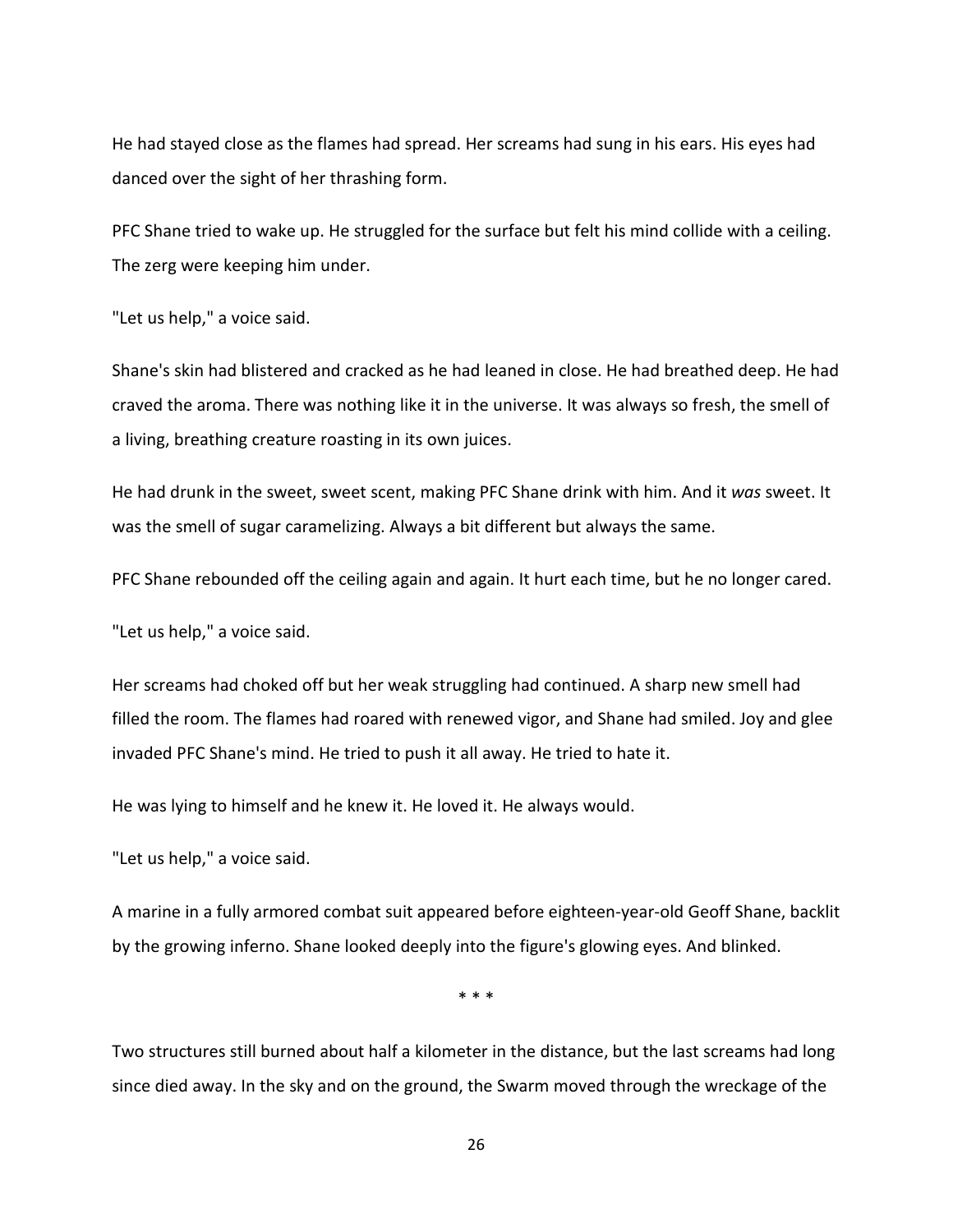He had stayed close as the flames had spread. Her screams had sung in his ears. His eyes had danced over the sight of her thrashing form.

PFC Shane tried to wake up. He struggled for the surface but felt his mind collide with a ceiling. The zerg were keeping him under.

"Let us help," a voice said.

Shane's skin had blistered and cracked as he had leaned in close. He had breathed deep. He had craved the aroma. There was nothing like it in the universe. It was always so fresh, the smell of a living, breathing creature roasting in its own juices.

He had drunk in the sweet, sweet scent, making PFC Shane drink with him. And it *was* sweet. It was the smell of sugar caramelizing. Always a bit different but always the same.

PFC Shane rebounded off the ceiling again and again. It hurt each time, but he no longer cared.

"Let us help," a voice said.

Her screams had choked off but her weak struggling had continued. A sharp new smell had filled the room. The flames had roared with renewed vigor, and Shane had smiled. Joy and glee invaded PFC Shane's mind. He tried to push it all away. He tried to hate it.

He was lying to himself and he knew it. He loved it. He always would.

"Let us help," a voice said.

A marine in a fully armored combat suit appeared before eighteen-year-old Geoff Shane, backlit by the growing inferno. Shane looked deeply into the figure's glowing eyes. And blinked.

\* \* \*

Two structures still burned about half a kilometer in the distance, but the last screams had long since died away. In the sky and on the ground, the Swarm moved through the wreckage of the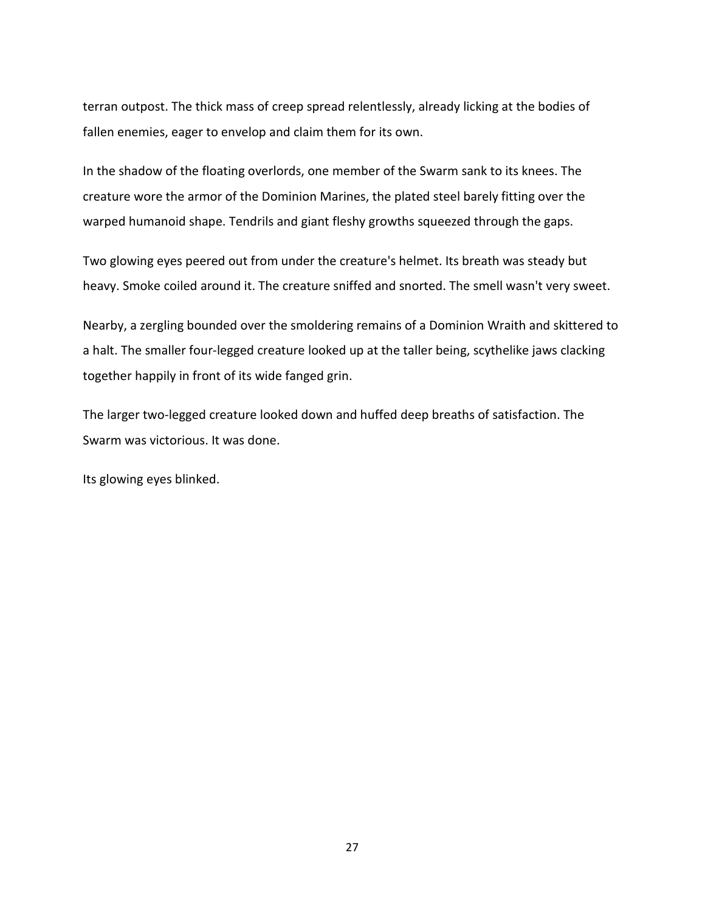terran outpost. The thick mass of creep spread relentlessly, already licking at the bodies of fallen enemies, eager to envelop and claim them for its own.

In the shadow of the floating overlords, one member of the Swarm sank to its knees. The creature wore the armor of the Dominion Marines, the plated steel barely fitting over the warped humanoid shape. Tendrils and giant fleshy growths squeezed through the gaps.

Two glowing eyes peered out from under the creature's helmet. Its breath was steady but heavy. Smoke coiled around it. The creature sniffed and snorted. The smell wasn't very sweet.

Nearby, a zergling bounded over the smoldering remains of a Dominion Wraith and skittered to a halt. The smaller four-legged creature looked up at the taller being, scythelike jaws clacking together happily in front of its wide fanged grin.

The larger two-legged creature looked down and huffed deep breaths of satisfaction. The Swarm was victorious. It was done.

Its glowing eyes blinked.